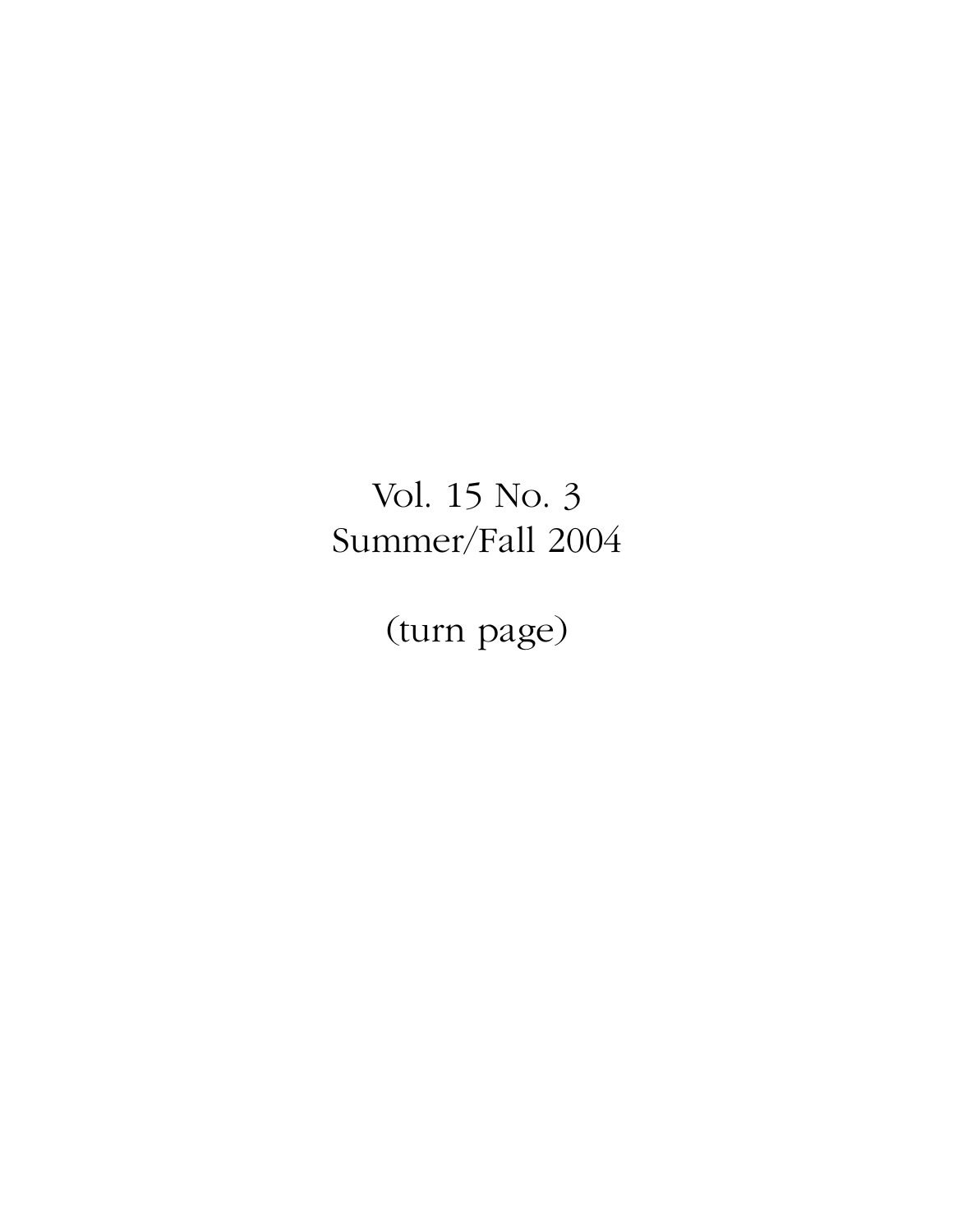Vol. 15 No. 3
Summer/Fall 2004

(turn page)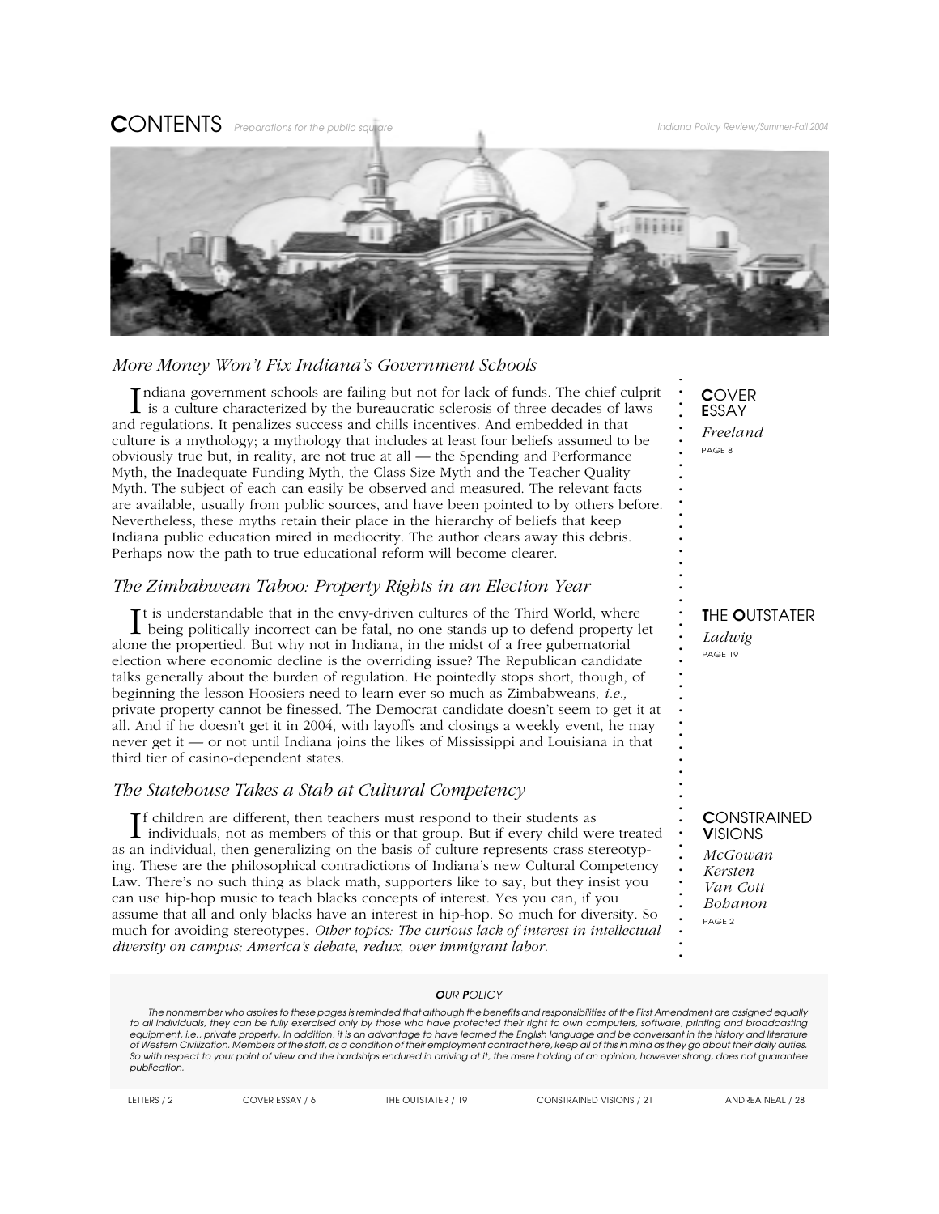# CONTENTS

*Preparations for the public square*

## *More Money Won't Fix Indiana's Government Schools*

Indiana government schools are failing but not for lack of funds. The chief culprit is a culture characterized by the bureaucratic sclerosis of three decades of laws and regulations. It penalizes success and chills incentives. And embedded in that culture is a mythology; a mythology that includes at least four beliefs assumed to be obviously true but, in reality, are not true at all — the Spending and Performance Myth, the Inadequate Funding Myth, the Class Size Myth and the Teacher Quality Myth. The subject of each can easily be observed and measured. The relevant facts are available, usually from public sources, and have been pointed to by others before. Nevertheless, these myths retain their place in the hierarchy of beliefs that keep Indiana public education mired in mediocrity. The author clears away this debris. Perhaps now the path to true educational reform will become clearer.

**COVER ESSAY**
*Freeland*
PAGE 8

## *The Zimbabwean Taboo: Property Rights in an Election Year*

It is understandable that in the envy-driven cultures of the Third World, where being politically incorrect can be fatal, no one stands up to defend property let alone the propertied. But why not in Indiana, in the midst of a free gubernatorial election where economic decline is the overriding issue? The Republican candidate talks generally about the burden of regulation. He pointedly stops short, though, of beginning the lesson Hoosiers need to learn ever so much as Zimbabweans, *i.e.,* private property cannot be finessed. The Democrat candidate doesn't seem to get it at all. And if he doesn't get it in 2004, with layoffs and closings a weekly event, he may never get it — or not until Indiana joins the likes of Mississippi and Louisiana in that third tier of casino-dependent states.

**THE OUTSTATER**
*Ladwig*
PAGE 19

## *The Statehouse Takes a Stab at Cultural Competency*

If children are different, then teachers must respond to their students as individuals, not as members of this or that group. But if every child were treated as an individual, then generalizing on the basis of culture represents crass stereotyping. These are the philosophical contradictions of Indiana's new Cultural Competency Law. There's no such thing as black math, supporters like to say, but they insist you can use hip-hop music to teach blacks concepts of interest. Yes you can, if you assume that all and only blacks have an interest in hip-hop. So much for diversity. So much for avoiding stereotypes. *Other topics: The curious lack of interest in intellectual diversity on campus; America's debate, redux, over immigrant labor.*

**CONSTRAINED VISIONS**
*McGowan*
*Kersten*
*Van Cott*
*Bohanon*
PAGE 21

### *OUR POLICY*

*The nonmember who aspires to these pages is reminded that although the benefits and responsibilities of the First Amendment are assigned equally to all individuals, they can be fully exercised only by those who have protected their right to own computers, software, printing and broadcasting equipment, i.e., private property. In addition, it is an advantage to have learned the English language and be conversant in the history and literature of Western Civilization. Members of the staff, as a condition of their employment contract here, keep all of this in mind as they go about their daily duties. So with respect to your point of view and the hardships endured in arriving at it, the mere holding of an opinion, however strong, does not guarantee publication.*

LETTERS / 2 — COVER ESSAY / 6 — THE OUTSTATER / 19 — CONSTRAINED VISIONS / 21 — ANDREA NEAL / 28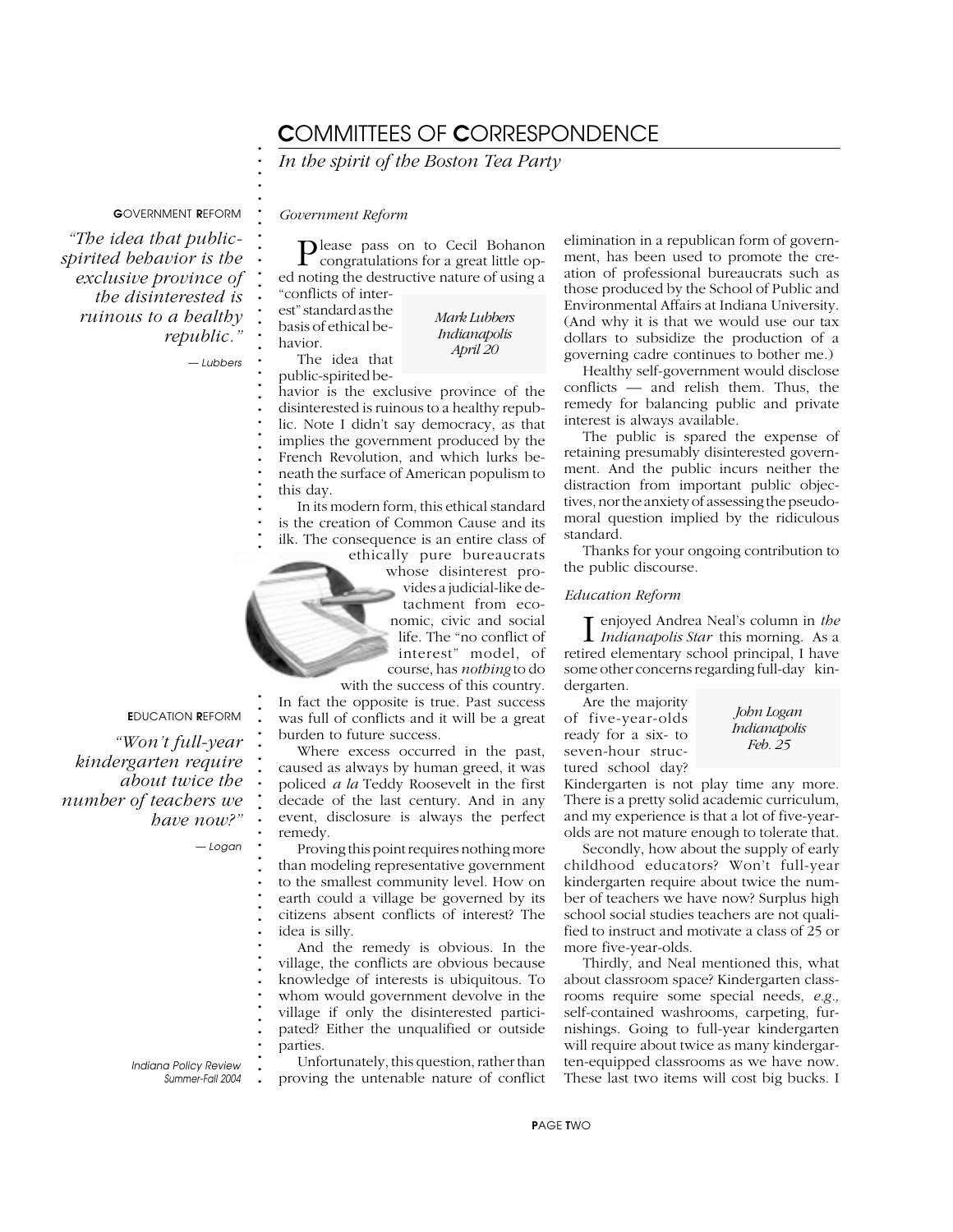# COMMITTEES OF CORRESPONDENCE

*In the spirit of the Boston Tea Party*

**GOVERNMENT REFORM**

*"The idea that public-spirited behavior is the exclusive province of the disinterested is ruinous to a healthy republic."*

— Lubbers

## *Government Reform*

Please pass on to Cecil Bohanon congratulations for a great little op-ed noting the destructive nature of using a "conflicts of interest" standard as the basis of ethical behavior.

*Mark Lubbers*
*Indianapolis*
*April 20*

The idea that public-spirited behavior is the exclusive province of the disinterested is ruinous to a healthy republic. Note I didn't say democracy, as that implies the government produced by the French Revolution, and which lurks beneath the surface of American populism to this day.

In its modern form, this ethical standard is the creation of Common Cause and its ilk. The consequence is an entire class of ethically pure bureaucrats whose disinterest provides a judicial-like detachment from economic, civic and social life. The "no conflict of interest" model, of course, has *nothing* to do with the success of this country. In fact the opposite is true. Past success was full of conflicts and it will be a great burden to future success.

Where excess occurred in the past, caused as always by human greed, it was policed *a la* Teddy Roosevelt in the first decade of the last century. And in any event, disclosure is always the perfect remedy.

Proving this point requires nothing more than modeling representative government to the smallest community level. How on earth could a village be governed by its citizens absent conflicts of interest? The idea is silly.

And the remedy is obvious. In the village, the conflicts are obvious because knowledge of interests is ubiquitous. To whom would government devolve in the village if only the disinterested participated? Either the unqualified or outside parties.

Unfortunately, this question, rather than proving the untenable nature of conflict elimination in a republican form of government, has been used to promote the creation of professional bureaucrats such as those produced by the School of Public and Environmental Affairs at Indiana University. (And why it is that we would use our tax dollars to subsidize the production of a governing cadre continues to bother me.)

Healthy self-government would disclose conflicts — and relish them. Thus, the remedy for balancing public and private interest is always available.

The public is spared the expense of retaining presumably disinterested government. And the public incurs neither the distraction from important public objectives, nor the anxiety of assessing the pseudo-moral question implied by the ridiculous standard.

Thanks for your ongoing contribution to the public discourse.

**EDUCATION REFORM**

*"Won't full-year kindergarten require about twice the number of teachers we have now?"*

— Logan

## *Education Reform*

I enjoyed Andrea Neal's column in *the Indianapolis Star* this morning. As a retired elementary school principal, I have some other concerns regarding full-day kindergarten.

*John Logan*
*Indianapolis*
*Feb. 25*

Are the majority of five-year-olds ready for a six- to seven-hour structured school day? Kindergarten is not play time any more. There is a pretty solid academic curriculum, and my experience is that a lot of five-year-olds are not mature enough to tolerate that.

Secondly, how about the supply of early childhood educators? Won't full-year kindergarten require about twice the number of teachers we have now? Surplus high school social studies teachers are not qualified to instruct and motivate a class of 25 or more five-year-olds.

Thirdly, and Neal mentioned this, what about classroom space? Kindergarten classrooms require some special needs, *e.g.,* self-contained washrooms, carpeting, furnishings. Going to full-year kindergarten will require about twice as many kindergarten-equipped classrooms as we have now. These last two items will cost big bucks. I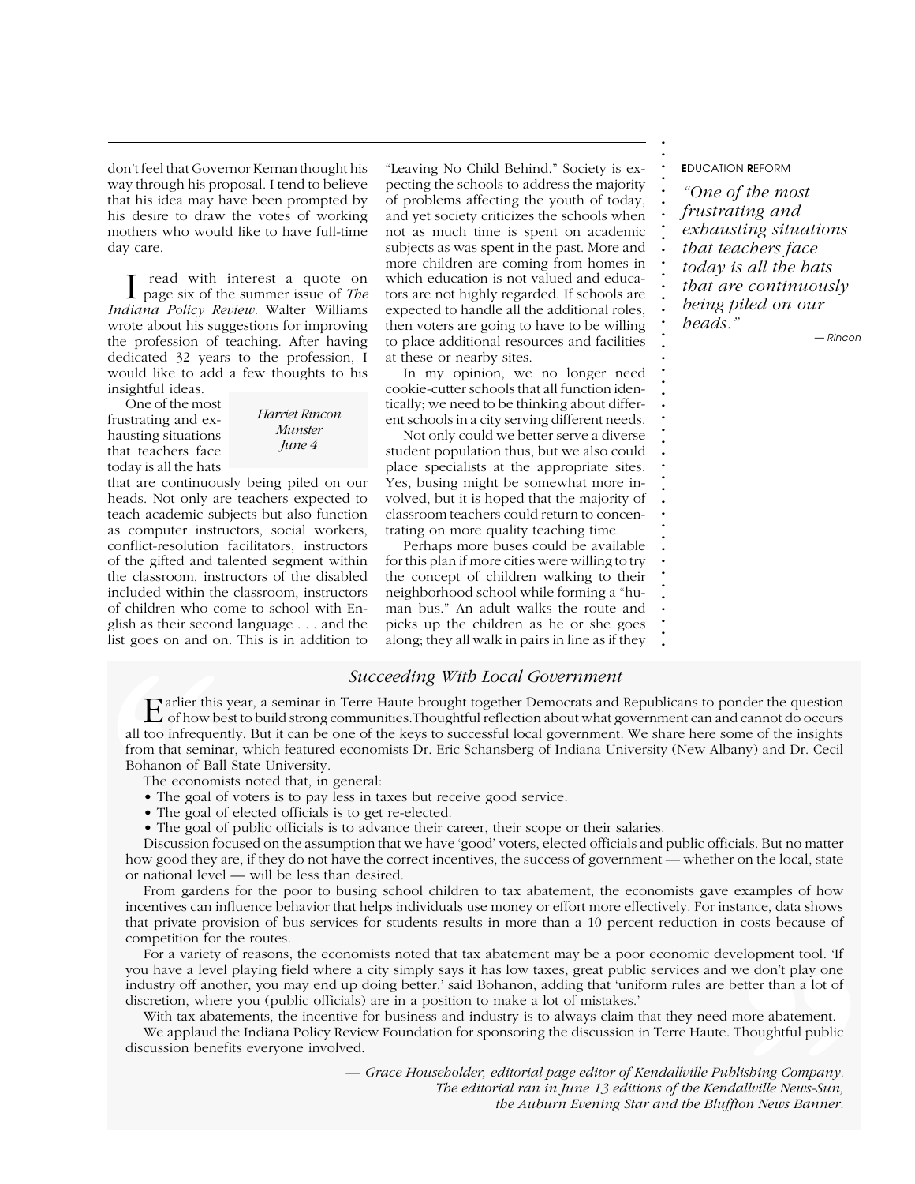don't feel that Governor Kernan thought his way through his proposal. I tend to believe that his idea may have been prompted by his desire to draw the votes of working mothers who would like to have full-time day care.

I read with interest a quote on page six of the summer issue of *The Indiana Policy Review*. Walter Williams wrote about his suggestions for improving the profession of teaching. After having dedicated 32 years to the profession, I would like to add a few thoughts to his insightful ideas.

*Harriet Rincon*
*Munster*
*June 4*

One of the most frustrating and exhausting situations that teachers face today is all the hats that are continuously being piled on our heads. Not only are teachers expected to teach academic subjects but also function as computer instructors, social workers, conflict-resolution facilitators, instructors of the gifted and talented segment within the classroom, instructors of the disabled included within the classroom, instructors of children who come to school with English as their second language . . . and the list goes on and on. This is in addition to "Leaving No Child Behind." Society is expecting the schools to address the majority of problems affecting the youth of today, and yet society criticizes the schools when not as much time is spent on academic subjects as was spent in the past. More and more children are coming from homes in which education is not valued and educators are not highly regarded. If schools are expected to handle all the additional roles, then voters are going to have to be willing to place additional resources and facilities at these or nearby sites.

In my opinion, we no longer need cookie-cutter schools that all function identically; we need to be thinking about different schools in a city serving different needs.

Not only could we better serve a diverse student population thus, but we also could place specialists at the appropriate sites. Yes, busing might be somewhat more involved, but it is hoped that the majority of classroom teachers could return to concentrating on more quality teaching time.

Perhaps more buses could be available for this plan if more cities were willing to try the concept of children walking to their neighborhood school while forming a "human bus." An adult walks the route and picks up the children as he or she goes along; they all walk in pairs in line as if they

**E**DUCATION **R**EFORM

*"One of the most frustrating and exhausting situations that teachers face today is all the hats that are continuously being piled on our heads."*

— Rincon

### *Succeeding With Local Government*

Earlier this year, a seminar in Terre Haute brought together Democrats and Republicans to ponder the question of how best to build strong communities.Thoughtful reflection about what government can and cannot do occurs all too infrequently. But it can be one of the keys to successful local government. We share here some of the insights from that seminar, which featured economists Dr. Eric Schansberg of Indiana University (New Albany) and Dr. Cecil Bohanon of Ball State University.

The economists noted that, in general:

- The goal of voters is to pay less in taxes but receive good service.
- The goal of elected officials is to get re-elected.
- The goal of public officials is to advance their career, their scope or their salaries.

Discussion focused on the assumption that we have 'good' voters, elected officials and public officials. But no matter how good they are, if they do not have the correct incentives, the success of government — whether on the local, state or national level — will be less than desired.

From gardens for the poor to busing school children to tax abatement, the economists gave examples of how incentives can influence behavior that helps individuals use money or effort more effectively. For instance, data shows that private provision of bus services for students results in more than a 10 percent reduction in costs because of competition for the routes.

For a variety of reasons, the economists noted that tax abatement may be a poor economic development tool. 'If you have a level playing field where a city simply says it has low taxes, great public services and we don't play one industry off another, you may end up doing better,' said Bohanon, adding that 'uniform rules are better than a lot of discretion, where you (public officials) are in a position to make a lot of mistakes.'

With tax abatements, the incentive for business and industry is to always claim that they need more abatement.

We applaud the Indiana Policy Review Foundation for sponsoring the discussion in Terre Haute. Thoughtful public discussion benefits everyone involved.

*— Grace Householder, editorial page editor of Kendallville Publishing Company. The editorial ran in June 13 editions of the Kendallville News-Sun, the Auburn Evening Star and the Bluffton News Banner.*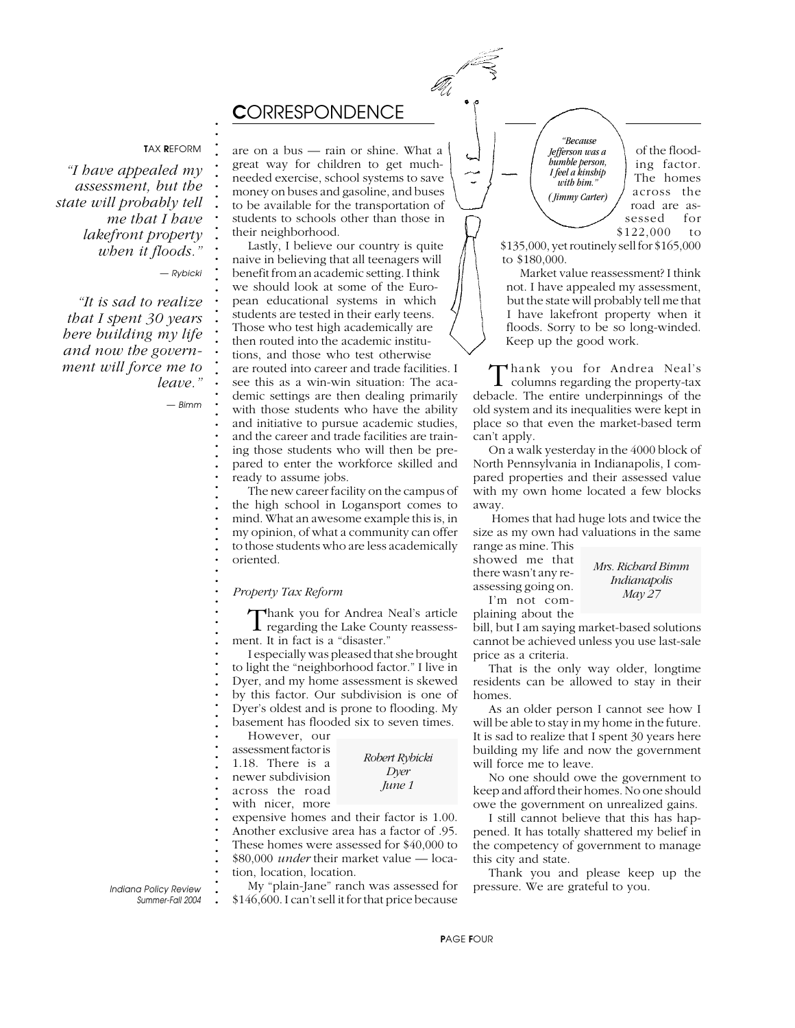# CORRESPONDENCE

**TAX REFORM**

*"I have appealed my assessment, but the state will probably tell me that I have lakefront property when it floods."*

— Rybicki

*"It is sad to realize that I spent 30 years here building my life and now the government will force me to leave."*

— Bimm

are on a bus — rain or shine. What a great way for children to get much-needed exercise, school systems to save money on buses and gasoline, and buses to be available for the transportation of students to schools other than those in their neighborhood.

Lastly, I believe our country is quite naive in believing that all teenagers will benefit from an academic setting. I think we should look at some of the European educational systems in which students are tested in their early teens. Those who test high academically are then routed into the academic institutions, and those who test otherwise are routed into career and trade facilities. I see this as a win-win situation: The academic settings are then dealing primarily with those students who have the ability and initiative to pursue academic studies, and the career and trade facilities are training those students who will then be prepared to enter the workforce skilled and ready to assume jobs.

The new career facility on the campus of the high school in Logansport comes to mind. What an awesome example this is, in my opinion, of what a community can offer to those students who are less academically oriented.

## *Property Tax Reform*

Thank you for Andrea Neal's article regarding the Lake County reassessment. It in fact is a "disaster."

I especially was pleased that she brought to light the "neighborhood factor." I live in Dyer, and my home assessment is skewed by this factor. Our subdivision is one of Dyer's oldest and is prone to flooding. My basement has flooded six to seven times.

However, our assessment factor is 1.18. There is a newer subdivision across the road with nicer, more expensive homes and their factor is 1.00. Another exclusive area has a factor of .95. These homes were assessed for $40,000 to $80,000 *under* their market value — location, location, location.

My "plain-Jane" ranch was assessed for $146,600. I can't sell it for that price because of the flooding factor. The homes across the road are assessed for $122,000 to $135,000, yet routinely sell for $165,000 to $180,000.

Market value reassessment? I think not. I have appealed my assessment, but the state will probably tell me that I have lakefront property when it floods. Sorry to be so long-winded. Keep up the good work.

*Robert Rybicki*
*Dyer*
*June 1*

*"Because Jefferson was a humble person, I feel a kinship with him." (Jimmy Carter)*

Thank you for Andrea Neal's columns regarding the property-tax debacle. The entire underpinnings of the old system and its inequalities were kept in place so that even the market-based term can't apply.

On a walk yesterday in the 4000 block of North Pennsylvania in Indianapolis, I compared properties and their assessed value with my own home located a few blocks away.

Homes that had huge lots and twice the size as my own had valuations in the same range as mine. This showed me that there wasn't any reassessing going on.

I'm not complaining about the bill, but I am saying market-based solutions cannot be achieved unless you use last-sale price as a criteria.

That is the only way older, longtime residents can be allowed to stay in their homes.

As an older person I cannot see how I will be able to stay in my home in the future. It is sad to realize that I spent 30 years here building my life and now the government will force me to leave.

No one should owe the government to keep and afford their homes. No one should owe the government on unrealized gains.

I still cannot believe that this has happened. It has totally shattered my belief in the competency of government to manage this city and state.

Thank you and please keep up the pressure. We are grateful to you.

*Mrs. Richard Bimm*
*Indianapolis*
*May 27*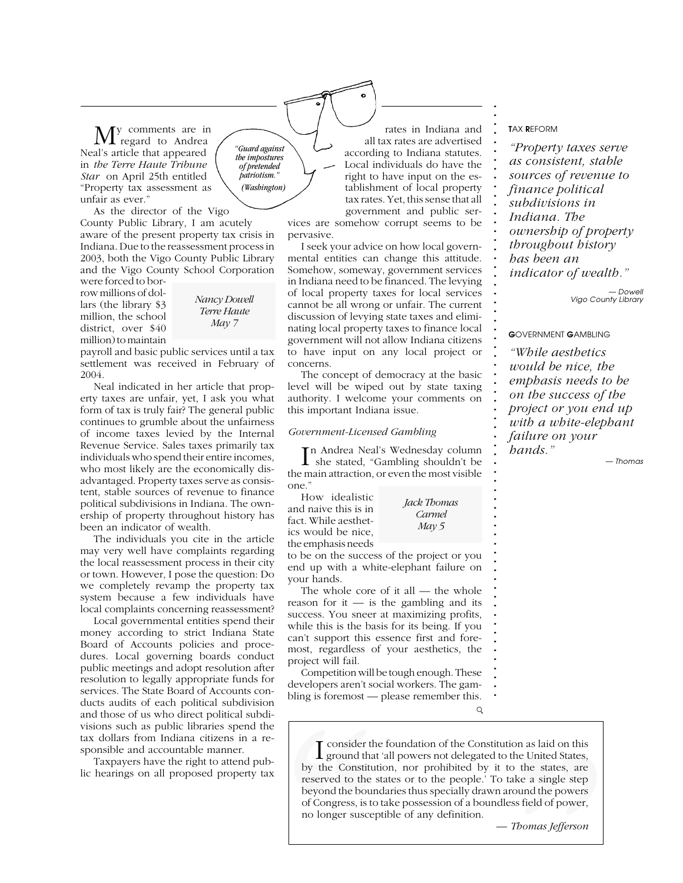"Guard against the impostures of pretended patriotism." (Washington)

My comments are in regard to Andrea Neal's article that appeared in *the Terre Haute Tribune Star* on April 25th entitled "Property tax assessment as unfair as ever."

As the director of the Vigo County Public Library, I am acutely aware of the present property tax crisis in Indiana. Due to the reassessment process in 2003, both the Vigo County Public Library and the Vigo County School Corporation were forced to borrow millions of dollars (the library $3 million, the school district, over $40 million) to maintain payroll and basic public services until a tax settlement was received in February of 2004.

*Nancy Dowell*
*Terre Haute*
*May 7*

Neal indicated in her article that property taxes are unfair, yet, I ask you what form of tax is truly fair? The general public continues to grumble about the unfairness of income taxes levied by the Internal Revenue Service. Sales taxes primarily tax individuals who spend their entire incomes, who most likely are the economically disadvantaged. Property taxes serve as consistent, stable sources of revenue to finance political subdivisions in Indiana. The ownership of property throughout history has been an indicator of wealth.

The individuals you cite in the article may very well have complaints regarding the local reassessment process in their city or town. However, I pose the question: Do we completely revamp the property tax system because a few individuals have local complaints concerning reassessment?

Local governmental entities spend their money according to strict Indiana State Board of Accounts policies and procedures. Local governing boards conduct public meetings and adopt resolution after resolution to legally appropriate funds for services. The State Board of Accounts conducts audits of each political subdivision and those of us who direct political subdivisions such as public libraries spend the tax dollars from Indiana citizens in a responsible and accountable manner.

Taxpayers have the right to attend public hearings on all proposed property tax rates in Indiana and all tax rates are advertised according to Indiana statutes. Local individuals do have the right to have input on the establishment of local property tax rates. Yet, this sense that all government and public services are somehow corrupt seems to be pervasive.

I seek your advice on how local governmental entities can change this attitude. Somehow, someway, government services in Indiana need to be financed. The levying of local property taxes for local services cannot be all wrong or unfair. The current discussion of levying state taxes and eliminating local property taxes to finance local government will not allow Indiana citizens to have input on any local project or concerns.

The concept of democracy at the basic level will be wiped out by state taxing authority. I welcome your comments on this important Indiana issue.

*Government-Licensed Gambling*

In Andrea Neal's Wednesday column she stated, "Gambling shouldn't be the main attraction, or even the most visible one."

How idealistic and naive this is in fact. While aesthetics would be nice, yet, the emphasis needs to be on the success of the project or you end up with a white-elephant failure on your hands.

*Jack Thomas*
*Carmel*
*May 5*

The whole core of it all — the whole reason for it — is the gambling and its success. You sneer at maximizing profits, while this is the basis for its being. If you can't support this essence first and foremost, regardless of your aesthetics, the project will fail.

Competition will be tough enough. These developers aren't social workers. The gambling is foremost — please remember this.

**TAX REFORM**

*"Property taxes serve as consistent, stable sources of revenue to finance political subdivisions in Indiana. The ownership of property throughout history has been an indicator of wealth."*

— Dowell
Vigo County Library

**GOVERNMENT GAMBLING**

*"While aesthetics would be nice, the emphasis needs to be on the success of the project or you end up with a white-elephant failure on your hands."*

— Thomas

I consider the foundation of the Constitution as laid on this ground that 'all powers not delegated to the United States, by the Constitution, nor prohibited by it to the states, are reserved to the states or to the people.' To take a single step beyond the boundaries thus specially drawn around the powers of Congress, is to take possession of a boundless field of power, no longer susceptible of any definition.

— *Thomas Jefferson*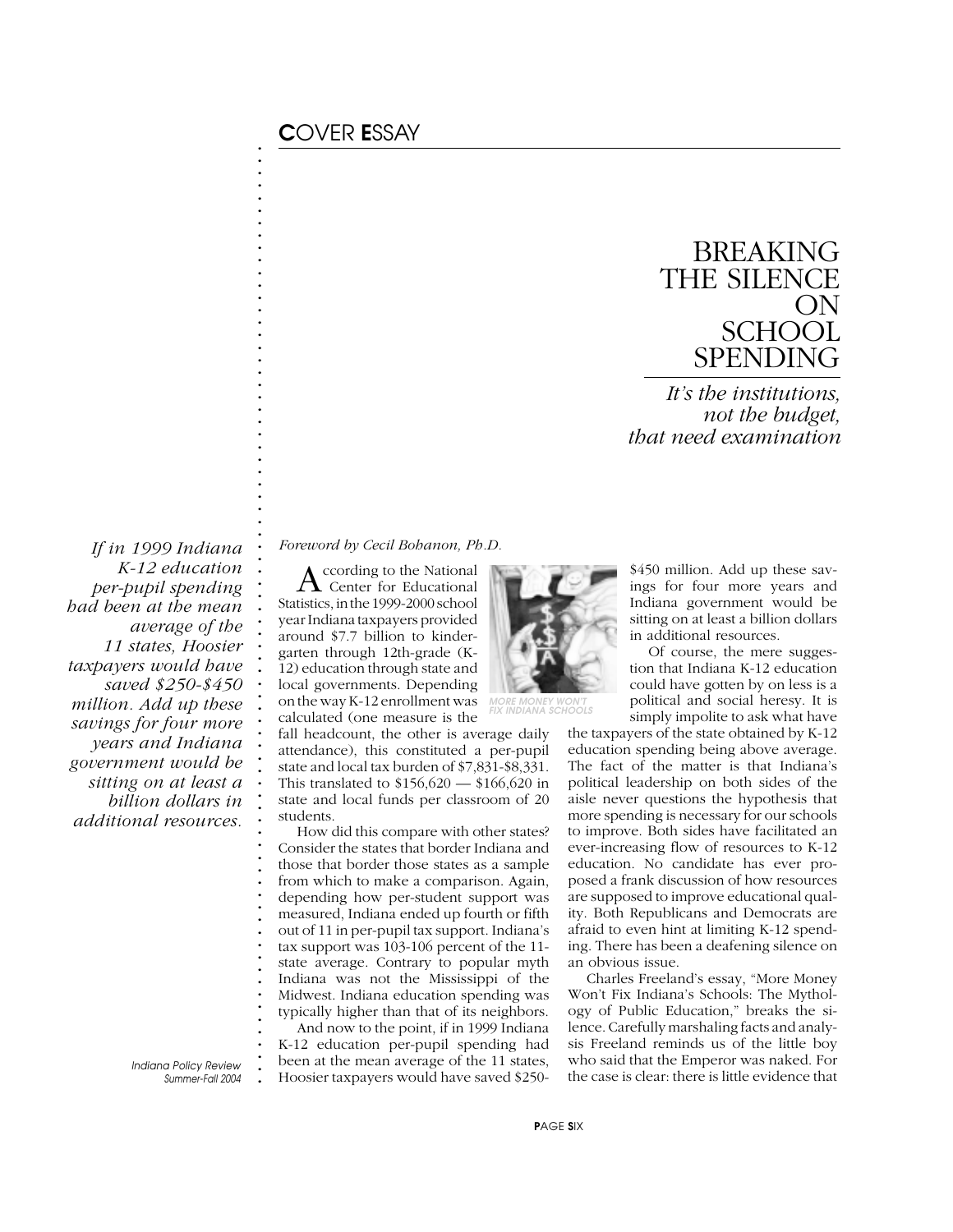COVER ESSAY

# BREAKING THE SILENCE ON SCHOOL SPENDING

*It's the institutions, not the budget, that need examination*

*If in 1999 Indiana K-12 education per-pupil spending had been at the mean average of the 11 states, Hoosier taxpayers would have saved $250-$450 million. Add up these savings for four more years and Indiana government would be sitting on at least a billion dollars in additional resources.*

*Foreword by Cecil Bohanon, Ph.D.*

According to the National Center for Educational Statistics, in the 1999-2000 school year Indiana taxpayers provided around $7.7 billion to kindergarten through 12th-grade (K-12) education through state and local governments. Depending on the way K-12 enrollment was calculated (one measure is the fall headcount, the other is average daily attendance), this constituted a per-pupil state and local tax burden of $7,831-$8,331. This translated to $156,620 — $166,620 in state and local funds per classroom of 20 students.

MORE MONEY WON'T FIX INDIANA SCHOOLS

How did this compare with other states? Consider the states that border Indiana and those that border those states as a sample from which to make a comparison. Again, depending how per-student support was measured, Indiana ended up fourth or fifth out of 11 in per-pupil tax support. Indiana's tax support was 103-106 percent of the 11-state average. Contrary to popular myth Indiana was not the Mississippi of the Midwest. Indiana education spending was typically higher than that of its neighbors.

And now to the point, if in 1999 Indiana K-12 education per-pupil spending had been at the mean average of the 11 states, Hoosier taxpayers would have saved $250-$450 million. Add up these savings for four more years and Indiana government would be sitting on at least a billion dollars in additional resources.

Of course, the mere suggestion that Indiana K-12 education could have gotten by on less is a political and social heresy. It is simply impolite to ask what have the taxpayers of the state obtained by K-12 education spending being above average. The fact of the matter is that Indiana's political leadership on both sides of the aisle never questions the hypothesis that more spending is necessary for our schools to improve. Both sides have facilitated an ever-increasing flow of resources to K-12 education. No candidate has ever proposed a frank discussion of how resources are supposed to improve educational quality. Both Republicans and Democrats are afraid to even hint at limiting K-12 spending. There has been a deafening silence on an obvious issue.

Charles Freeland's essay, "More Money Won't Fix Indiana's Schools: The Mythology of Public Education," breaks the silence. Carefully marshaling facts and analysis Freeland reminds us of the little boy who said that the Emperor was naked. For the case is clear: there is little evidence that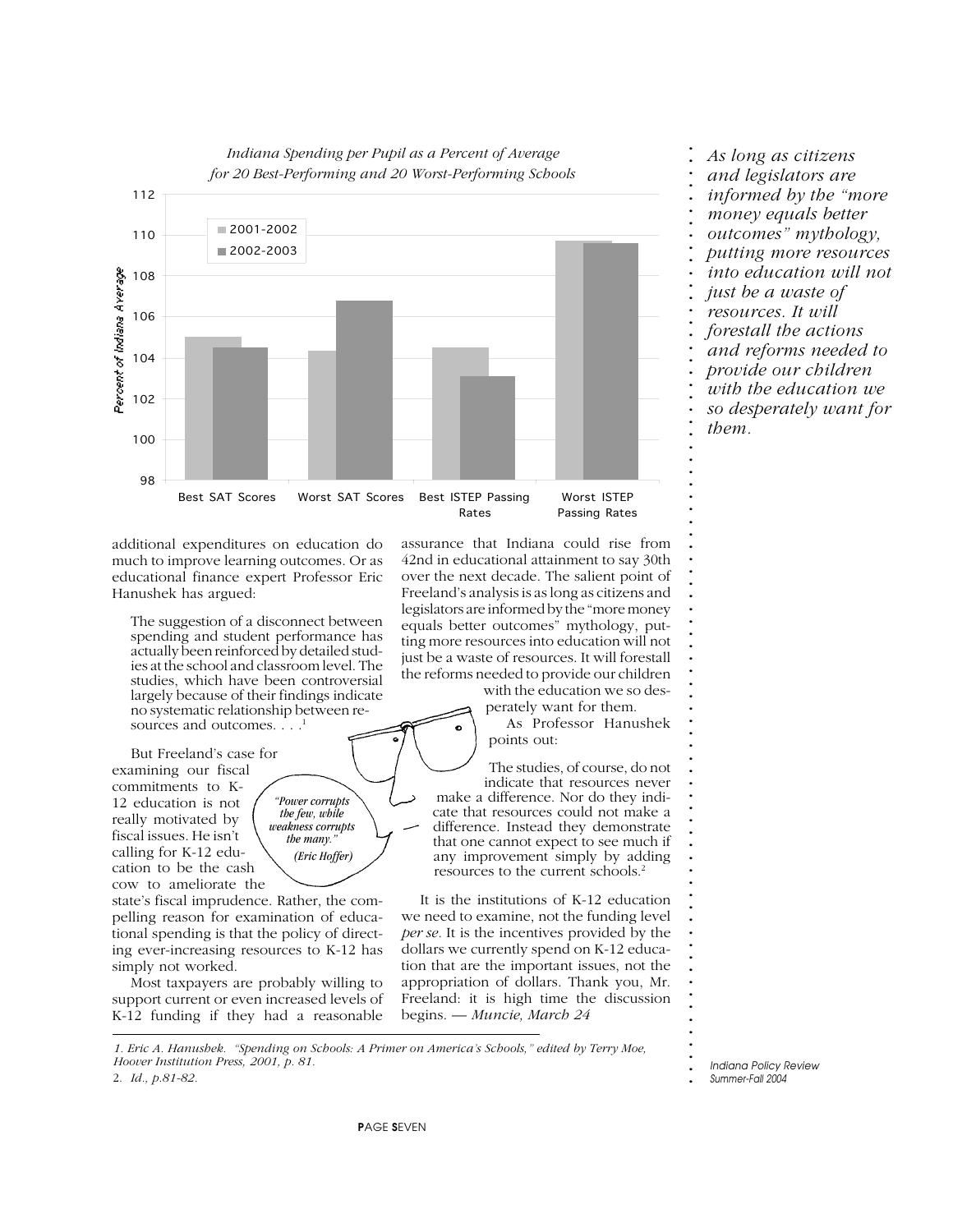*Indiana Spending per Pupil as a Percent of Average for 20 Best-Performing and 20 Worst-Performing Schools*

| | 2001-2002 | 2002-2003 |
|---|---|---|
| Best SAT Scores | 105 | 104.5 |
| Worst SAT Scores | 104.3 | 106.8 |
| Best ISTEP Passing Rates | 104.5 | 103.1 |
| Worst ISTEP Passing Rates | 109.7 | 109.6 |

Percent of Indiana Average

*As long as citizens and legislators are informed by the "more money equals better outcomes" mythology, putting more resources into education will not just be a waste of resources. It will forestall the actions and reforms needed to provide our children with the education we so desperately want for them.*

additional expenditures on education do much to improve learning outcomes. Or as educational finance expert Professor Eric Hanushek has argued:

> The suggestion of a disconnect between spending and student performance has actually been reinforced by detailed studies at the school and classroom level. The studies, which have been controversial largely because of their findings indicate no systematic relationship between resources and outcomes. . . .[1]

But Freeland's case for examining our fiscal commitments to K-12 education is not really motivated by fiscal issues. He isn't calling for K-12 education to be the cash cow to ameliorate the state's fiscal imprudence. Rather, the compelling reason for examination of educational spending is that the policy of directing ever-increasing resources to K-12 has simply not worked.

*"Power corrupts the few, while weakness corrupts the many." (Eric Hoffer)*

Most taxpayers are probably willing to support current or even increased levels of K-12 funding if they had a reasonable assurance that Indiana could rise from 42nd in educational attainment to say 30th over the next decade. The salient point of Freeland's analysis is as long as citizens and legislators are informed by the "more money equals better outcomes" mythology, putting more resources into education will not just be a waste of resources. It will forestall the reforms needed to provide our children with the education we so desperately want for them.

As Professor Hanushek points out:

> The studies, of course, do not indicate that resources never make a difference. Nor do they indicate that resources could not make a difference. Instead they demonstrate that one cannot expect to see much if any improvement simply by adding resources to the current schools.[2]

It is the institutions of K-12 education we need to examine, not the funding level *per se*. It is the incentives provided by the dollars we currently spend on K-12 education that are the important issues, not the appropriation of dollars. Thank you, Mr. Freeland: it is high time the discussion begins. — *Muncie, March 24*

---

1. *Eric A. Hanushek. "Spending on Schools: A Primer on America's Schools," edited by Terry Moe, Hoover Institution Press, 2001, p. 81.*
2. *Id., p.81-82.*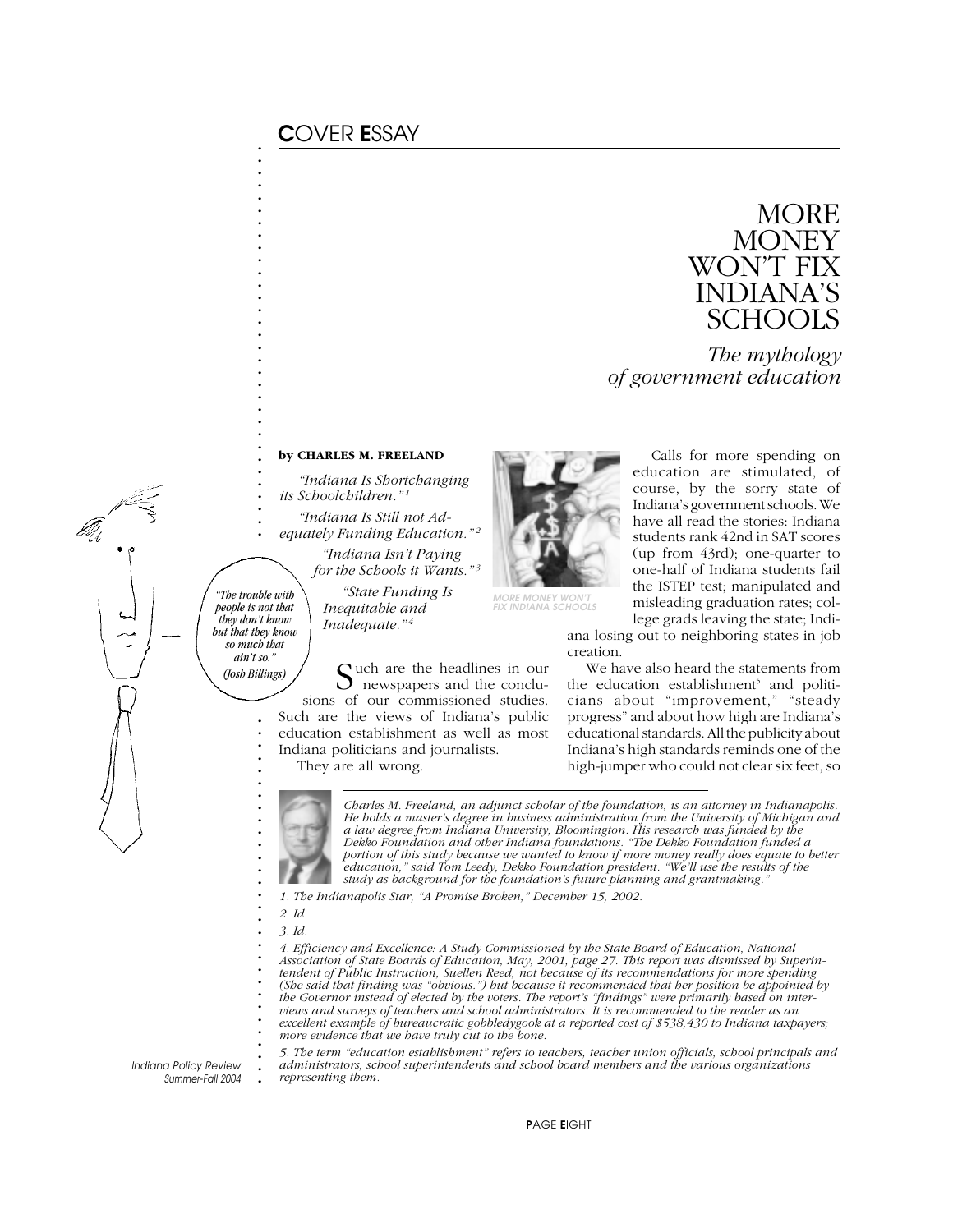COVER ESSAY

# MORE MONEY WON'T FIX INDIANA'S SCHOOLS

*The mythology of government education*

**by CHARLES M. FREELAND**

*"Indiana Is Shortchanging its Schoolchildren."*[1]

*"Indiana Is Still not Adequately Funding Education."*[2]

*"Indiana Isn't Paying for the Schools it Wants."*[3]

*"State Funding Is Inequitable and Inadequate."*[4]

*"The trouble with people is not that they don't know but that they know so much that ain't so." (Josh Billings)*

Such are the headlines in our newspapers and the conclusions of our commissioned studies. Such are the views of Indiana's public education establishment as well as most Indiana politicians and journalists.

They are all wrong.

MORE MONEY WON'T FIX INDIANA SCHOOLS

Calls for more spending on education are stimulated, of course, by the sorry state of Indiana's government schools. We have all read the stories: Indiana students rank 42nd in SAT scores (up from 43rd); one-quarter to one-half of Indiana students fail the ISTEP test; manipulated and misleading graduation rates; college grads leaving the state; Indiana losing out to neighboring states in job creation.

We have also heard the statements from the education establishment[5] and politicians about "improvement," "steady progress" and about how high are Indiana's educational standards. All the publicity about Indiana's high standards reminds one of the high-jumper who could not clear six feet, so

*Charles M. Freeland, an adjunct scholar of the foundation, is an attorney in Indianapolis. He holds a master's degree in business administration from the University of Michigan and a law degree from Indiana University, Bloomington. His research was funded by the Dekko Foundation and other Indiana foundations. "The Dekko Foundation funded a portion of this study because we wanted to know if more money really does equate to better education," said Tom Leedy, Dekko Foundation president. "We'll use the results of the study as background for the foundation's future planning and grantmaking."*

*1. The Indianapolis Star, "A Promise Broken," December 15, 2002.*

*2. Id.*

*3. Id.*

*4. Efficiency and Excellence: A Study Commissioned by the State Board of Education, National Association of State Boards of Education, May, 2001, page 27. This report was dismissed by Superintendent of Public Instruction, Suellen Reed, not because of its recommendations for more spending (She said that finding was "obvious.") but because it recommended that her position be appointed by the Governor instead of elected by the voters. The report's "findings" were primarily based on interviews and surveys of teachers and school administrators. It is recommended to the reader as an excellent example of bureaucratic gobbledygook at a reported cost of $538,430 to Indiana taxpayers; more evidence that we have truly cut to the bone.*

*5. The term "education establishment" refers to teachers, teacher union officials, school principals and administrators, school superintendents and school board members and the various organizations representing them.*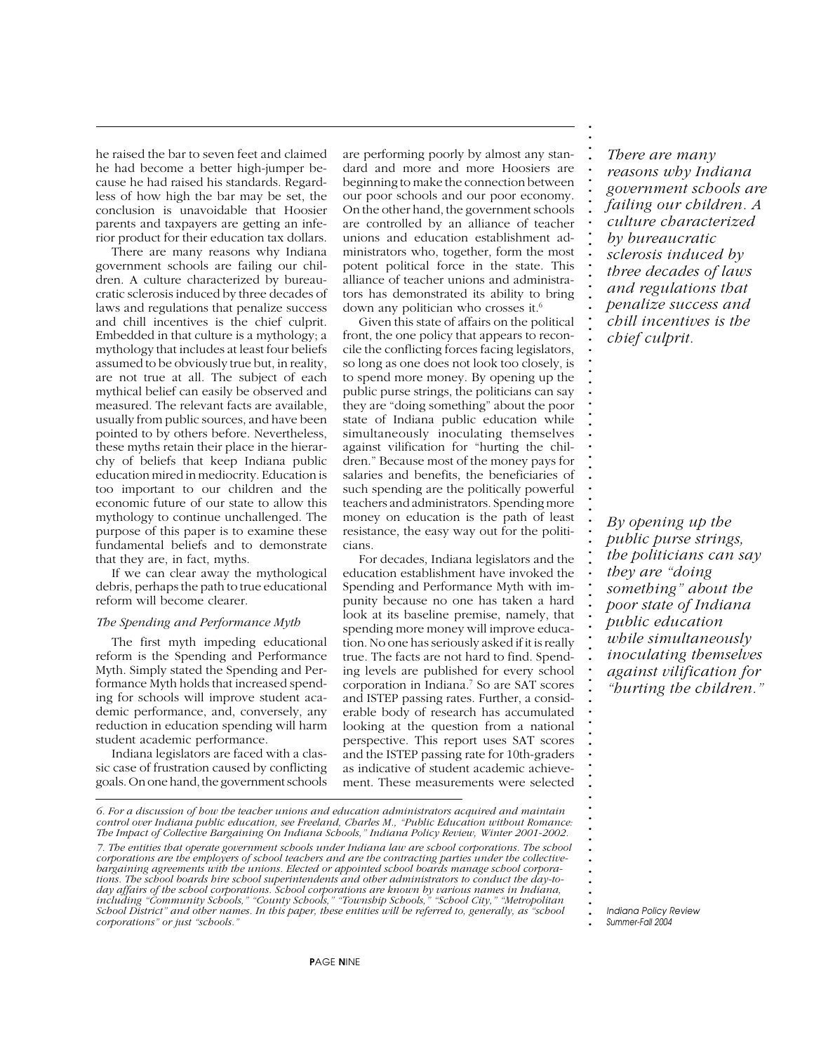he raised the bar to seven feet and claimed he had become a better high-jumper because he had raised his standards. Regardless of how high the bar may be set, the conclusion is unavoidable that Hoosier parents and taxpayers are getting an inferior product for their education tax dollars.

There are many reasons why Indiana government schools are failing our children. A culture characterized by bureaucratic sclerosis induced by three decades of laws and regulations that penalize success and chill incentives is the chief culprit. Embedded in that culture is a mythology; a mythology that includes at least four beliefs assumed to be obviously true but, in reality, are not true at all. The subject of each mythical belief can easily be observed and measured. The relevant facts are available, usually from public sources, and have been pointed to by others before. Nevertheless, these myths retain their place in the hierarchy of beliefs that keep Indiana public education mired in mediocrity. Education is too important to our children and the economic future of our state to allow this mythology to continue unchallenged. The purpose of this paper is to examine these fundamental beliefs and to demonstrate that they are, in fact, myths.

If we can clear away the mythological debris, perhaps the path to true educational reform will become clearer.

### *The Spending and Performance Myth*

The first myth impeding educational reform is the Spending and Performance Myth. Simply stated the Spending and Performance Myth holds that increased spending for schools will improve student academic performance, and, conversely, any reduction in education spending will harm student academic performance.

Indiana legislators are faced with a classic case of frustration caused by conflicting goals. On one hand, the government schools are performing poorly by almost any standard and more and more Hoosiers are beginning to make the connection between our poor schools and our poor economy. On the other hand, the government schools are controlled by an alliance of teacher unions and education establishment administrators who, together, form the most potent political force in the state. This alliance of teacher unions and administrators has demonstrated its ability to bring down any politician who crosses it.[6]

Given this state of affairs on the political front, the one policy that appears to reconcile the conflicting forces facing legislators, so long as one does not look too closely, is to spend more money. By opening up the public purse strings, the politicians can say they are "doing something" about the poor state of Indiana public education while simultaneously inoculating themselves against vilification for "hurting the children." Because most of the money pays for salaries and benefits, the beneficiaries of such spending are the politically powerful teachers and administrators. Spending more money on education is the path of least resistance, the easy way out for the politicians.

For decades, Indiana legislators and the education establishment have invoked the Spending and Performance Myth with impunity because no one has taken a hard look at its baseline premise, namely, that spending more money will improve education. No one has seriously asked if it is really true. The facts are not hard to find. Spending levels are published for every school corporation in Indiana.[7] So are SAT scores and ISTEP passing rates. Further, a considerable body of research has accumulated looking at the question from a national perspective. This report uses SAT scores and the ISTEP passing rate for 10th-graders as indicative of student academic achievement. These measurements were selected

*There are many reasons why Indiana government schools are failing our children. A culture characterized by bureaucratic sclerosis induced by three decades of laws and regulations that penalize success and chill incentives is the chief culprit.*

*By opening up the public purse strings, the politicians can say they are "doing something" about the poor state of Indiana public education while simultaneously inoculating themselves against vilification for "hurting the children."*

---

*6. For a discussion of how the teacher unions and education administrators acquired and maintain control over Indiana public education, see Freeland, Charles M., "Public Education without Romance: The Impact of Collective Bargaining On Indiana Schools," Indiana Policy Review, Winter 2001-2002.*

*7. The entities that operate government schools under Indiana law are school corporations. The school corporations are the employers of school teachers and are the contracting parties under the collective-bargaining agreements with the unions. Elected or appointed school boards manage school corporations. The school boards hire school superintendents and other administrators to conduct the day-to-day affairs of the school corporations. School corporations are known by various names in Indiana, including "Community Schools," "County Schools," "Township Schools," "School City," "Metropolitan School District" and other names. In this paper, these entities will be referred to, generally, as "school corporations" or just "schools."*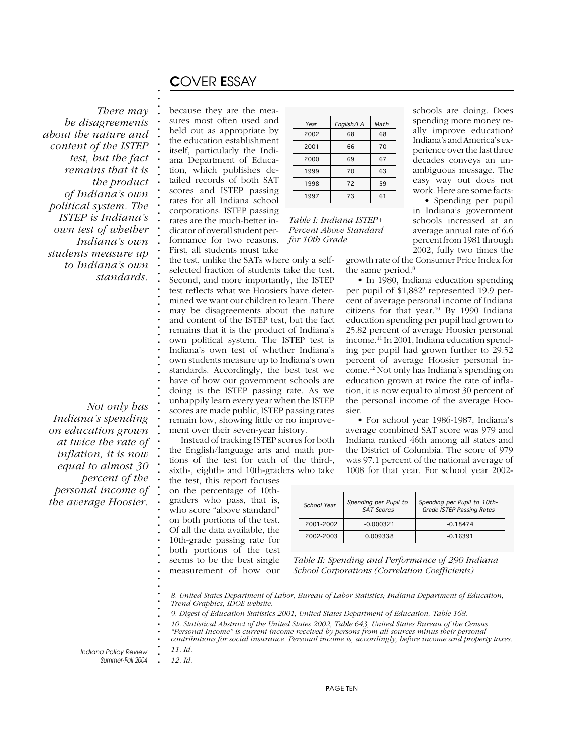There may be disagreements about the nature and content of the ISTEP test, but the fact remains that it is the product of Indiana's own political system. The ISTEP is Indiana's own test of whether Indiana's own students measure up to Indiana's own standards.

because they are the measures most often used and held out as appropriate by the education establishment itself, particularly the Indiana Department of Education, which publishes detailed records of both SAT scores and ISTEP passing rates for all Indiana school corporations. ISTEP passing rates are the much-better indicator of overall student performance for two reasons. First, all students must take the test, unlike the SATs where only a self-selected fraction of students take the test. Second, and more importantly, the ISTEP test reflects what we Hoosiers have determined we want our children to learn. There may be disagreements about the nature and content of the ISTEP test, but the fact remains that it is the product of Indiana's own political system. The ISTEP test is Indiana's own test of whether Indiana's own students measure up to Indiana's own standards. Accordingly, the best test we have of how our government schools are doing is the ISTEP passing rate. As we unhappily learn every year when the ISTEP scores are made public, ISTEP passing rates remain low, showing little or no improvement over their seven-year history.

| Year | English/LA | Math |
|---|---|---|
| 2002 | 68 | 68 |
| 2001 | 66 | 70 |
| 2000 | 69 | 67 |
| 1999 | 70 | 63 |
| 1998 | 72 | 59 |
| 1997 | 73 | 61 |

*Table I: Indiana ISTEP+ Percent Above Standard for 10th Grade*

Instead of tracking ISTEP scores for both the English/language arts and math portions of the test for each of the third-, sixth-, eighth- and 10th-graders who take the test, this report focuses on the percentage of 10th-graders who pass, that is, who score "above standard" on both portions of the test. Of all the data available, the 10th-grade passing rate for both portions of the test seems to be the best single measurement of how our schools are doing. Does spending more money really improve education? Indiana's and America's experience over the last three decades conveys an unambiguous message. The easy way out does not work. Here are some facts:

- Spending per pupil in Indiana's government schools increased at an average annual rate of 6.6 percent from 1981 through 2002, fully two times the growth rate of the Consumer Price Index for the same period.[8]

- In 1980, Indiana education spending per pupil of $1,882[9] represented 19.9 percent of average personal income of Indiana citizens for that year.[10] By 1990 Indiana education spending per pupil had grown to 25.82 percent of average Hoosier personal income.[11] In 2001, Indiana education spending per pupil had grown further to 29.52 percent of average Hoosier personal income.[12] Not only has Indiana's spending on education grown at twice the rate of inflation, it is now equal to almost 30 percent of the personal income of the average Hoosier.

Not only has Indiana's spending on education grown at twice the rate of inflation, it is now equal to almost 30 percent of the personal income of the average Hoosier.

- For school year 1986-1987, Indiana's average combined SAT score was 979 and Indiana ranked 46th among all states and the District of Columbia. The score of 979 was 97.1 percent of the national average of 1008 for that year. For school year 2002-

| School Year | Spending per Pupil to SAT Scores | Spending per Pupil to 10th-Grade ISTEP Passing Rates |
|---|---|---|
| 2001-2002 | -0.000321 | -0.18474 |
| 2002-2003 | 0.009338 | -0.16391 |

*Table II: Spending and Performance of 290 Indiana School Corporations (Correlation Coefficients)*

*8. United States Department of Labor, Bureau of Labor Statistics; Indiana Department of Education, Trend Graphics, IDOE website.*

*9. Digest of Education Statistics 2001, United States Department of Education, Table 168.*

*10. Statistical Abstract of the United States 2002, Table 643, United States Bureau of the Census. "Personal Income" is current income received by persons from all sources minus their personal contributions for social insurance. Personal income is, accordingly, before income and property taxes.*

*11. Id.*

*12. Id.*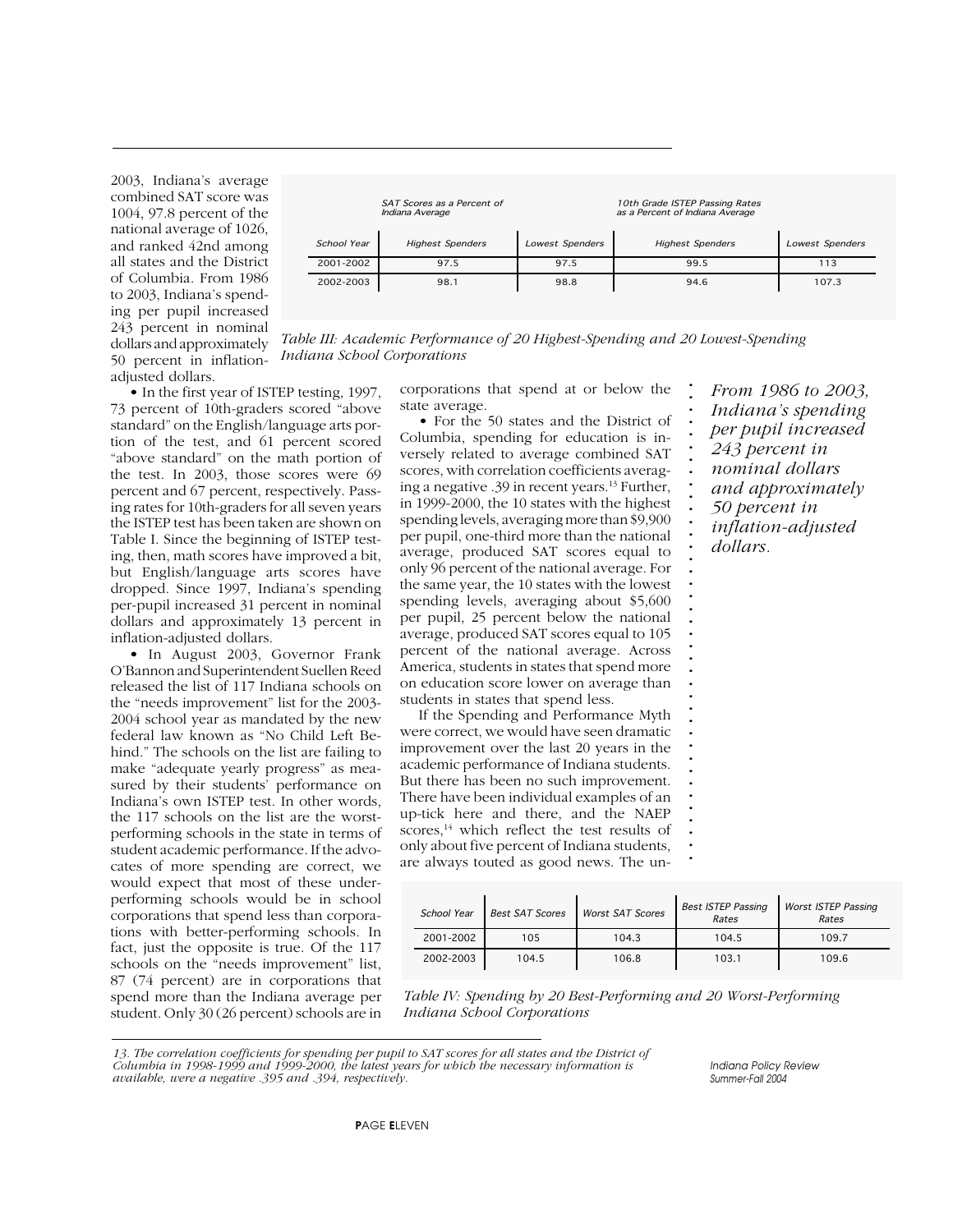2003, Indiana's average combined SAT score was 1004, 97.8 percent of the national average of 1026, and ranked 42nd among all states and the District of Columbia. From 1986 to 2003, Indiana's spending per pupil increased 243 percent in nominal dollars and approximately 50 percent in inflation-adjusted dollars.

| | SAT Scores as a Percent of Indiana Average | | 10th Grade ISTEP Passing Rates as a Percent of Indiana Average | |
|---|---|---|---|---|
| School Year | Highest Spenders | Lowest Spenders | Highest Spenders | Lowest Spenders |
| 2001-2002 | 97.5 | 97.5 | 99.5 | 113 |
| 2002-2003 | 98.1 | 98.8 | 94.6 | 107.3 |

*Table III: Academic Performance of 20 Highest-Spending and 20 Lowest-Spending Indiana School Corporations*

• In the first year of ISTEP testing, 1997, 73 percent of 10th-graders scored "above standard" on the English/language arts portion of the test, and 61 percent scored "above standard" on the math portion of the test. In 2003, those scores were 69 percent and 67 percent, respectively. Passing rates for 10th-graders for all seven years the ISTEP test has been taken are shown on Table I. Since the beginning of ISTEP testing, then, math scores have improved a bit, but English/language arts scores have dropped. Since 1997, Indiana's spending per-pupil increased 31 percent in nominal dollars and approximately 13 percent in inflation-adjusted dollars.

• In August 2003, Governor Frank O'Bannon and Superintendent Suellen Reed released the list of 117 Indiana schools on the "needs improvement" list for the 2003-2004 school year as mandated by the new federal law known as "No Child Left Behind." The schools on the list are failing to make "adequate yearly progress" as measured by their students' performance on Indiana's own ISTEP test. In other words, the 117 schools on the list are the worst-performing schools in the state in terms of student academic performance. If the advocates of more spending are correct, we would expect that most of these underperforming schools would be in school corporations that spend less than corporations with better-performing schools. In fact, just the opposite is true. Of the 117 schools on the "needs improvement" list, 87 (74 percent) are in corporations that spend more than the Indiana average per student. Only 30 (26 percent) schools are in corporations that spend at or below the state average.

• For the 50 states and the District of Columbia, spending for education is inversely related to average combined SAT scores, with correlation coefficients averaging a negative .39 in recent years.[13] Further, in 1999-2000, the 10 states with the highest spending levels, averaging more than $9,900 per pupil, one-third more than the national average, produced SAT scores equal to only 96 percent of the national average. For the same year, the 10 states with the lowest spending levels, averaging about $5,600 per pupil, 25 percent below the national average, produced SAT scores equal to 105 percent of the national average. Across America, students in states that spend more on education score lower on average than students in states that spend less.

If the Spending and Performance Myth were correct, we would have seen dramatic improvement over the last 20 years in the academic performance of Indiana students. But there has been no such improvement. There have been individual examples of an up-tick here and there, and the NAEP scores,[14] which reflect the test results of only about five percent of Indiana students, are always touted as good news. The un-

*From 1986 to 2003, Indiana's spending per pupil increased 243 percent in nominal dollars and approximately 50 percent in inflation-adjusted dollars.*

| School Year | Best SAT Scores | Worst SAT Scores | Best ISTEP Passing Rates | Worst ISTEP Passing Rates |
|---|---|---|---|---|
| 2001-2002 | 105 | 104.3 | 104.5 | 109.7 |
| 2002-2003 | 104.5 | 106.8 | 103.1 | 109.6 |

*Table IV: Spending by 20 Best-Performing and 20 Worst-Performing Indiana School Corporations*

*13. The correlation coefficients for spending per pupil to SAT scores for all states and the District of Columbia in 1998-1999 and 1999-2000, the latest years for which the necessary information is available, were a negative .395 and .394, respectively.*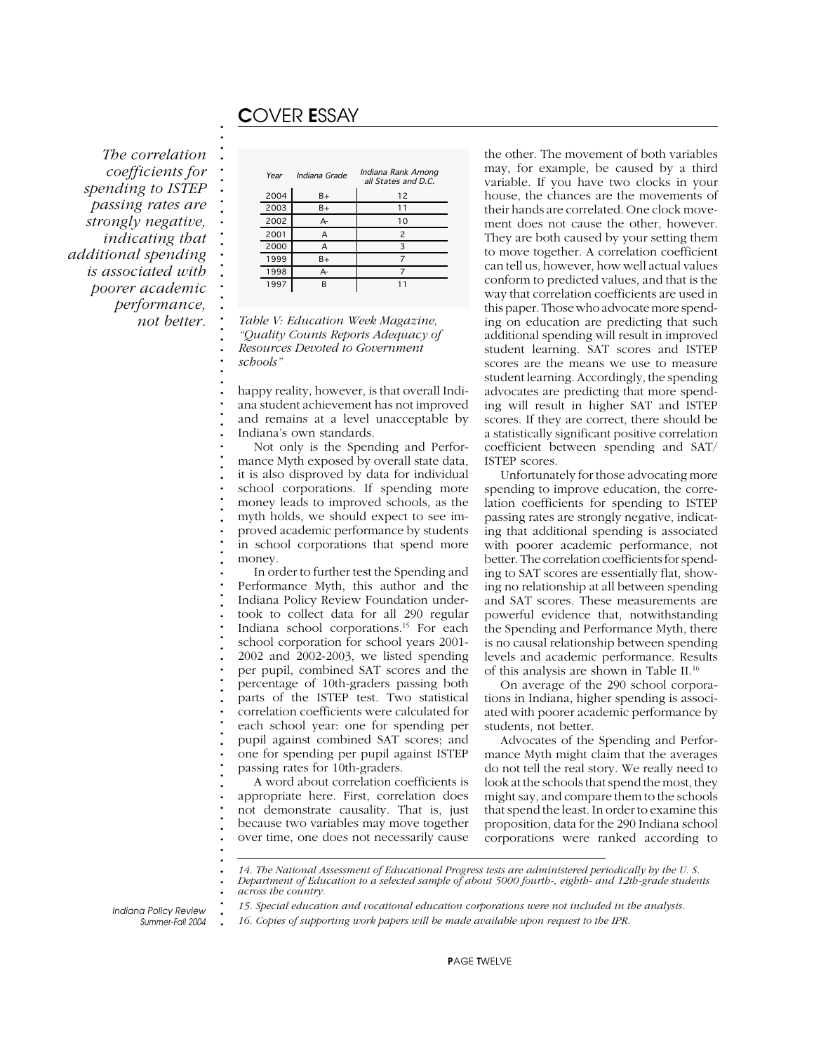*The correlation coefficients for spending to ISTEP passing rates are strongly negative, indicating that additional spending is associated with poorer academic performance, not better.*

| Year | Indiana Grade | Indiana Rank Among all States and D.C. |
|---|---|---|
| 2004 | B+ | 12 |
| 2003 | B+ | 11 |
| 2002 | A- | 10 |
| 2001 | A | 2 |
| 2000 | A | 3 |
| 1999 | B+ | 7 |
| 1998 | A- | 7 |
| 1997 | B | 11 |

*Table V: Education Week Magazine, "Quality Counts Reports Adequacy of Resources Devoted to Government schools"*

happy reality, however, is that overall Indiana student achievement has not improved and remains at a level unacceptable by Indiana's own standards.

Not only is the Spending and Performance Myth exposed by overall state data, it is also disproved by data for individual school corporations. If spending more money leads to improved schools, as the myth holds, we should expect to see improved academic performance by students in school corporations that spend more money.

In order to further test the Spending and Performance Myth, this author and the Indiana Policy Review Foundation undertook to collect data for all 290 regular Indiana school corporations.[15] For each school corporation for school years 2001-2002 and 2002-2003, we listed spending per pupil, combined SAT scores and the percentage of 10th-graders passing both parts of the ISTEP test. Two statistical correlation coefficients were calculated for each school year: one for spending per pupil against combined SAT scores; and one for spending per pupil against ISTEP passing rates for 10th-graders.

A word about correlation coefficients is appropriate here. First, correlation does not demonstrate causality. That is, just because two variables may move together over time, one does not necessarily cause the other. The movement of both variables may, for example, be caused by a third variable. If you have two clocks in your house, the chances are the movements of their hands are correlated. One clock movement does not cause the other, however. They are both caused by your setting them to move together. A correlation coefficient can tell us, however, how well actual values conform to predicted values, and that is the way that correlation coefficients are used in this paper. Those who advocate more spending on education are predicting that such additional spending will result in improved student learning. SAT scores and ISTEP scores are the means we use to measure student learning. Accordingly, the spending advocates are predicting that more spending will result in higher SAT and ISTEP scores. If they are correct, there should be a statistically significant positive correlation coefficient between spending and SAT/ISTEP scores.

Unfortunately for those advocating more spending to improve education, the correlation coefficients for spending to ISTEP passing rates are strongly negative, indicating that additional spending is associated with poorer academic performance, not better. The correlation coefficients for spending to SAT scores are essentially flat, showing no relationship at all between spending and SAT scores. These measurements are powerful evidence that, notwithstanding the Spending and Performance Myth, there is no causal relationship between spending levels and academic performance. Results of this analysis are shown in Table II.[16]

On average of the 290 school corporations in Indiana, higher spending is associated with poorer academic performance by students, not better.

Advocates of the Spending and Performance Myth might claim that the averages do not tell the real story. We really need to look at the schools that spend the most, they might say, and compare them to the schools that spend the least. In order to examine this proposition, data for the 290 Indiana school corporations were ranked according to

---

*14. The National Assessment of Educational Progress tests are administered periodically by the U. S. Department of Education to a selected sample of about 5000 fourth-, eighth- and 12th-grade students across the country.*

*15. Special education and vocational education corporations were not included in the analysis.*

*16. Copies of supporting work papers will be made available upon request to the IPR.*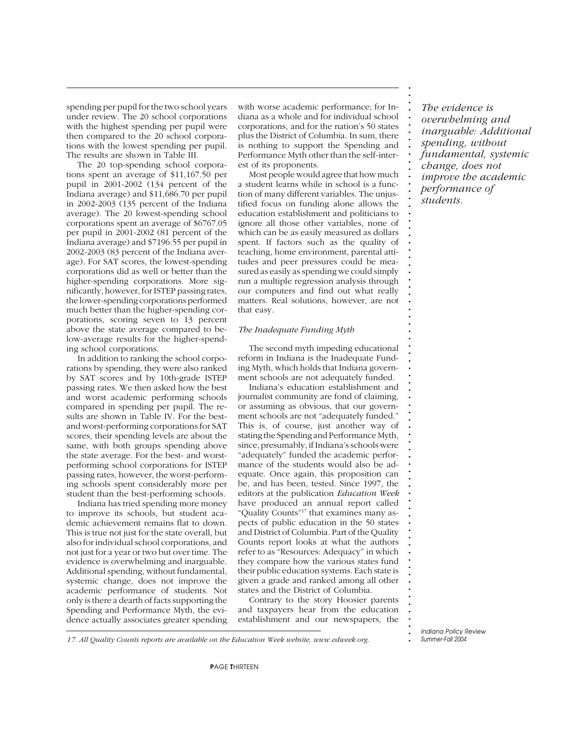spending per pupil for the two school years under review. The 20 school corporations with the highest spending per pupil were then compared to the 20 school corporations with the lowest spending per pupil. The results are shown in Table III.

The 20 top-spending school corporations spent an average of $11,167.50 per pupil in 2001-2002 (134 percent of the Indiana average) and $11,686.70 per pupil in 2002-2003 (135 percent of the Indiana average). The 20 lowest-spending school corporations spent an average of $6767.05 per pupil in 2001-2002 (81 percent of the Indiana average) and $7196.55 per pupil in 2002-2003 (83 percent of the Indiana average). For SAT scores, the lowest-spending corporations did as well or better than the higher-spending corporations. More significantly, however, for ISTEP passing rates, the lower-spending corporations performed much better than the higher-spending corporations, scoring seven to 13 percent above the state average compared to below-average results for the higher-spending school corporations.

In addition to ranking the school corporations by spending, they were also ranked by SAT scores and by 10th-grade ISTEP passing rates. We then asked how the best and worst academic performing schools compared in spending per pupil. The results are shown in Table IV. For the best- and worst-performing corporations for SAT scores, their spending levels are about the same, with both groups spending above the state average. For the best- and worst-performing school corporations for ISTEP passing rates, however, the worst-performing schools spent considerably more per student than the best-performing schools.

Indiana has tried spending more money to improve its schools, but student academic achievement remains flat to down. This is true not just for the state overall, but also for individual school corporations, and not just for a year or two but over time. The evidence is overwhelming and inarguable. Additional spending, without fundamental, systemic change, does not improve the academic performance of students. Not only is there a dearth of facts supporting the Spending and Performance Myth, the evidence actually associates greater spending with worse academic performance; for Indiana as a whole and for individual school corporations, and for the nation's 50 states plus the District of Columbia. In sum, there is nothing to support the Spending and Performance Myth other than the self-interest of its proponents.

Most people would agree that how much a student learns while in school is a function of many different variables. The unjustified focus on funding alone allows the education establishment and politicians to ignore all those other variables, none of which can be as easily measured as dollars spent. If factors such as the quality of teaching, home environment, parental attitudes and peer pressures could be measured as easily as spending we could simply run a multiple regression analysis through our computers and find out what really matters. Real solutions, however, are not that easy.

*The evidence is overwhelming and inarguable: Additional spending, without fundamental, systemic change, does not improve the academic performance of students.*

### *The Inadequate Funding Myth*

The second myth impeding educational reform in Indiana is the Inadequate Funding Myth, which holds that Indiana government schools are not adequately funded.

Indiana's education establishment and journalist community are fond of claiming, or assuming as obvious, that our government schools are not "adequately funded." This is, of course, just another way of stating the Spending and Performance Myth, since, presumably, if Indiana's schools were "adequately" funded the academic performance of the students would also be adequate. Once again, this proposition can be, and has been, tested. Since 1997, the editors at the publication *Education Week* have produced an annual report called "Quality Counts"[17] that examines many aspects of public education in the 50 states and District of Columbia. Part of the Quality Counts report looks at what the authors refer to as "Resources: Adequacy" in which they compare how the various states fund their public education systems. Each state is given a grade and ranked among all other states and the District of Columbia.

Contrary to the story Hoosier parents and taxpayers hear from the education establishment and our newspapers, the

*17. All Quality Counts reports are available on the Education Week website, www.edweek.org.*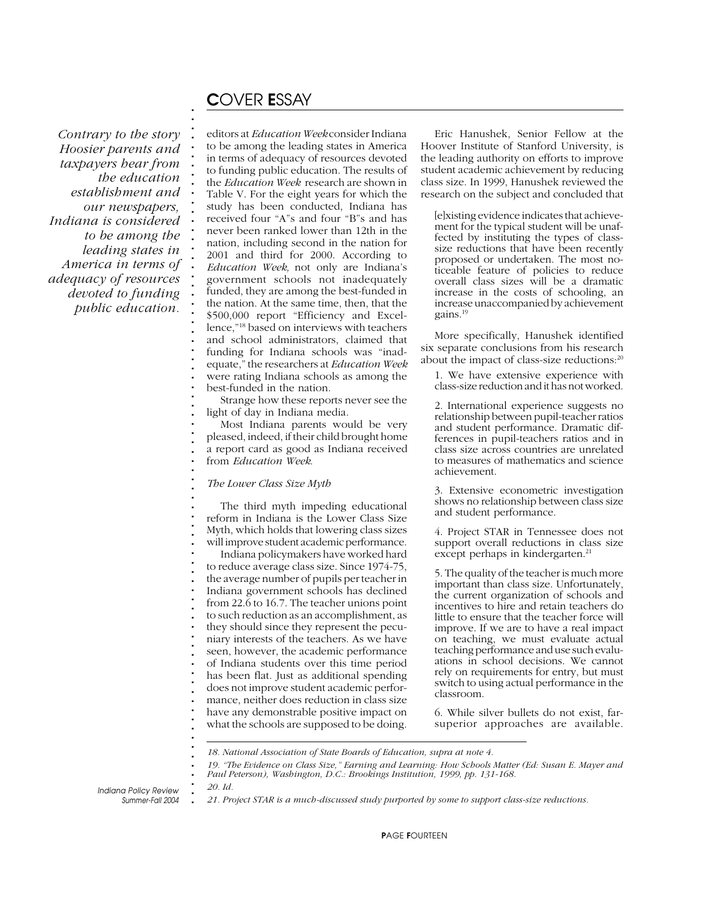*Contrary to the story Hoosier parents and taxpayers hear from the education establishment and our newspapers, Indiana is considered to be among the leading states in America in terms of adequacy of resources devoted to funding public education.*

editors at *Education Week* consider Indiana to be among the leading states in America in terms of adequacy of resources devoted to funding public education. The results of the *Education Week* research are shown in Table V. For the eight years for which the study has been conducted, Indiana has received four "A"s and four "B"s and has never been ranked lower than 12th in the nation, including second in the nation for 2001 and third for 2000. According to *Education Week,* not only are Indiana's government schools not inadequately funded, they are among the best-funded in the nation. At the same time, then, that the $500,000 report "Efficiency and Excellence,"[18] based on interviews with teachers and school administrators, claimed that funding for Indiana schools was "inadequate," the researchers at *Education Week* were rating Indiana schools as among the best-funded in the nation.

Strange how these reports never see the light of day in Indiana media.

Most Indiana parents would be very pleased, indeed, if their child brought home a report card as good as Indiana received from *Education Week.*

### *The Lower Class Size Myth*

The third myth impeding educational reform in Indiana is the Lower Class Size Myth, which holds that lowering class sizes will improve student academic performance.

Indiana policymakers have worked hard to reduce average class size. Since 1974-75, the average number of pupils per teacher in Indiana government schools has declined from 22.6 to 16.7. The teacher unions point to such reduction as an accomplishment, as they should since they represent the pecuniary interests of the teachers. As we have seen, however, the academic performance of Indiana students over this time period has been flat. Just as additional spending does not improve student academic performance, neither does reduction in class size have any demonstrable positive impact on what the schools are supposed to be doing.

Eric Hanushek, Senior Fellow at the Hoover Institute of Stanford University, is the leading authority on efforts to improve student academic achievement by reducing class size. In 1999, Hanushek reviewed the research on the subject and concluded that

> [e]xisting evidence indicates that achievement for the typical student will be unaffected by instituting the types of class-size reductions that have been recently proposed or undertaken. The most noticeable feature of policies to reduce overall class sizes will be a dramatic increase in the costs of schooling, an increase unaccompanied by achievement gains.[19]

More specifically, Hanushek identified six separate conclusions from his research about the impact of class-size reductions:[20]

> 1. We have extensive experience with class-size reduction and it has not worked.
>
> 2. International experience suggests no relationship between pupil-teacher ratios and student performance. Dramatic differences in pupil-teachers ratios and in class size across countries are unrelated to measures of mathematics and science achievement.
>
> 3. Extensive econometric investigation shows no relationship between class size and student performance.
>
> 4. Project STAR in Tennessee does not support overall reductions in class size except perhaps in kindergarten.[21]
>
> 5. The quality of the teacher is much more important than class size. Unfortunately, the current organization of schools and incentives to hire and retain teachers do little to ensure that the teacher force will improve. If we are to have a real impact on teaching, we must evaluate actual teaching performance and use such evaluations in school decisions. We cannot rely on requirements for entry, but must switch to using actual performance in the classroom.
>
> 6. While silver bullets do not exist, far-superior approaches are available.

---

*18. National Association of State Boards of Education, supra at note 4.*

*19. "The Evidence on Class Size," Earning and Learning: How Schools Matter (Ed: Susan E. Mayer and Paul Peterson), Washington, D.C.: Brookings Institution, 1999, pp. 131-168.*

*20. Id.*

*21. Project STAR is a much-discussed study purported by some to support class-size reductions.*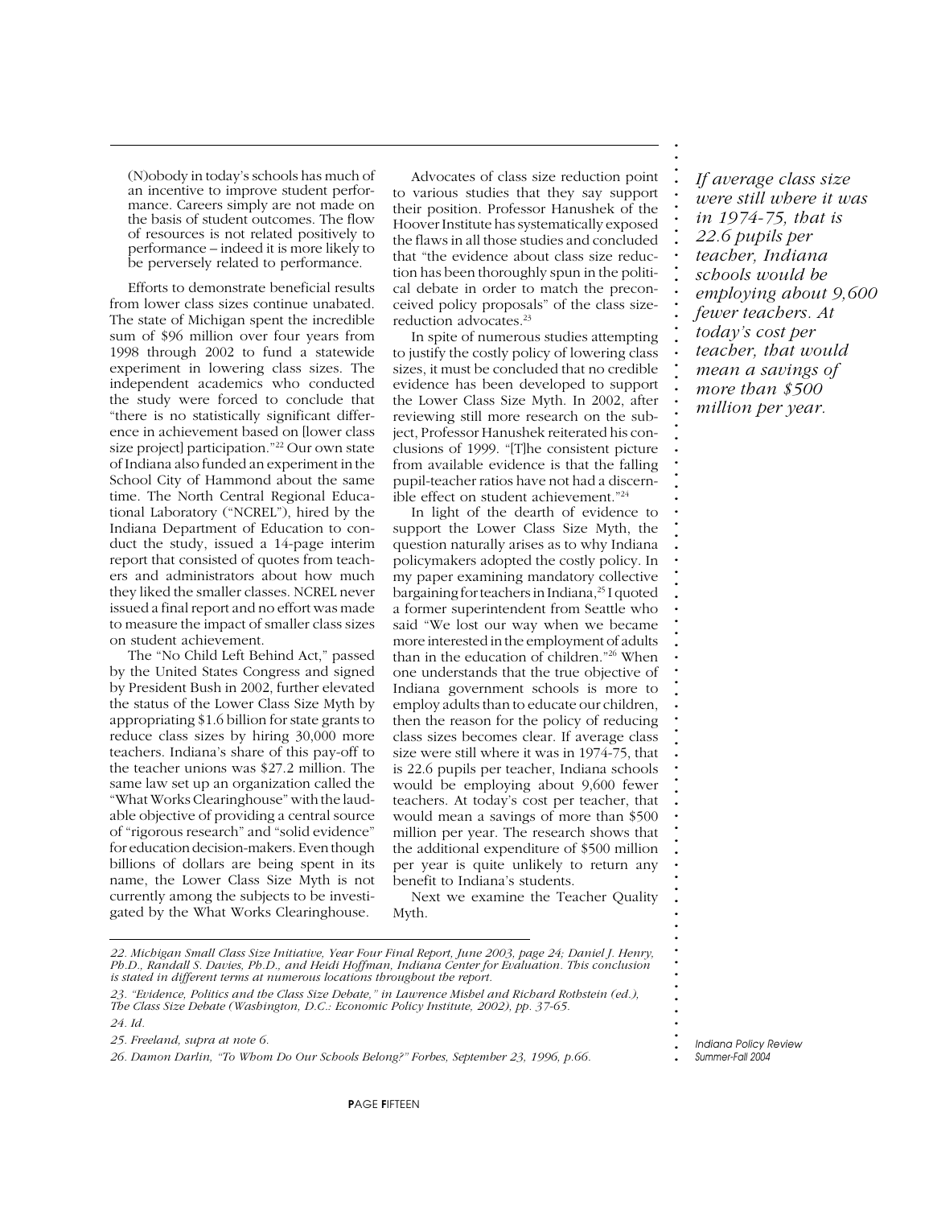(N)obody in today's schools has much of an incentive to improve student performance. Careers simply are not made on the basis of student outcomes. The flow of resources is not related positively to performance – indeed it is more likely to be perversely related to performance.

Efforts to demonstrate beneficial results from lower class sizes continue unabated. The state of Michigan spent the incredible sum of $96 million over four years from 1998 through 2002 to fund a statewide experiment in lowering class sizes. The independent academics who conducted the study were forced to conclude that "there is no statistically significant difference in achievement based on [lower class size project] participation."[22] Our own state of Indiana also funded an experiment in the School City of Hammond about the same time. The North Central Regional Educational Laboratory ("NCREL"), hired by the Indiana Department of Education to conduct the study, issued a 14-page interim report that consisted of quotes from teachers and administrators about how much they liked the smaller classes. NCREL never issued a final report and no effort was made to measure the impact of smaller class sizes on student achievement.

The "No Child Left Behind Act," passed by the United States Congress and signed by President Bush in 2002, further elevated the status of the Lower Class Size Myth by appropriating $1.6 billion for state grants to reduce class sizes by hiring 30,000 more teachers. Indiana's share of this pay-off to the teacher unions was $27.2 million. The same law set up an organization called the "What Works Clearinghouse" with the laudable objective of providing a central source of "rigorous research" and "solid evidence" for education decision-makers. Even though billions of dollars are being spent in its name, the Lower Class Size Myth is not currently among the subjects to be investigated by the What Works Clearinghouse.

Advocates of class size reduction point to various studies that they say support their position. Professor Hanushek of the Hoover Institute has systematically exposed the flaws in all those studies and concluded that "the evidence about class size reduction has been thoroughly spun in the political debate in order to match the preconceived policy proposals" of the class size-reduction advocates.[23]

In spite of numerous studies attempting to justify the costly policy of lowering class sizes, it must be concluded that no credible evidence has been developed to support the Lower Class Size Myth. In 2002, after reviewing still more research on the subject, Professor Hanushek reiterated his conclusions of 1999. "[T]he consistent picture from available evidence is that the falling pupil-teacher ratios have not had a discernible effect on student achievement."[24]

In light of the dearth of evidence to support the Lower Class Size Myth, the question naturally arises as to why Indiana policymakers adopted the costly policy. In my paper examining mandatory collective bargaining for teachers in Indiana,[25] I quoted a former superintendent from Seattle who said "We lost our way when we became more interested in the employment of adults than in the education of children."[26] When one understands that the true objective of Indiana government schools is more to employ adults than to educate our children, then the reason for the policy of reducing class sizes becomes clear. If average class size were still where it was in 1974-75, that is 22.6 pupils per teacher, Indiana schools would be employing about 9,600 fewer teachers. At today's cost per teacher, that would mean a savings of more than $500 million per year. The research shows that the additional expenditure of $500 million per year is quite unlikely to return any benefit to Indiana's students.

Next we examine the Teacher Quality Myth.

*If average class size were still where it was in 1974-75, that is 22.6 pupils per teacher, Indiana schools would be employing about 9,600 fewer teachers. At today's cost per teacher, that would mean a savings of more than $500 million per year.*

---

*22. Michigan Small Class Size Initiative, Year Four Final Report, June 2003, page 24; Daniel J. Henry, Ph.D., Randall S. Davies, Ph.D., and Heidi Hoffman, Indiana Center for Evaluation. This conclusion is stated in different terms at numerous locations throughout the report.*

*23. "Evidence, Politics and the Class Size Debate," in Lawrence Mishel and Richard Rothstein (ed.), The Class Size Debate (Washington, D.C.: Economic Policy Institute, 2002), pp. 37-65.*

*24. Id.*

*25. Freeland, supra at note 6.*

*26. Damon Darlin, "To Whom Do Our Schools Belong?" Forbes, September 23, 1996, p.66.*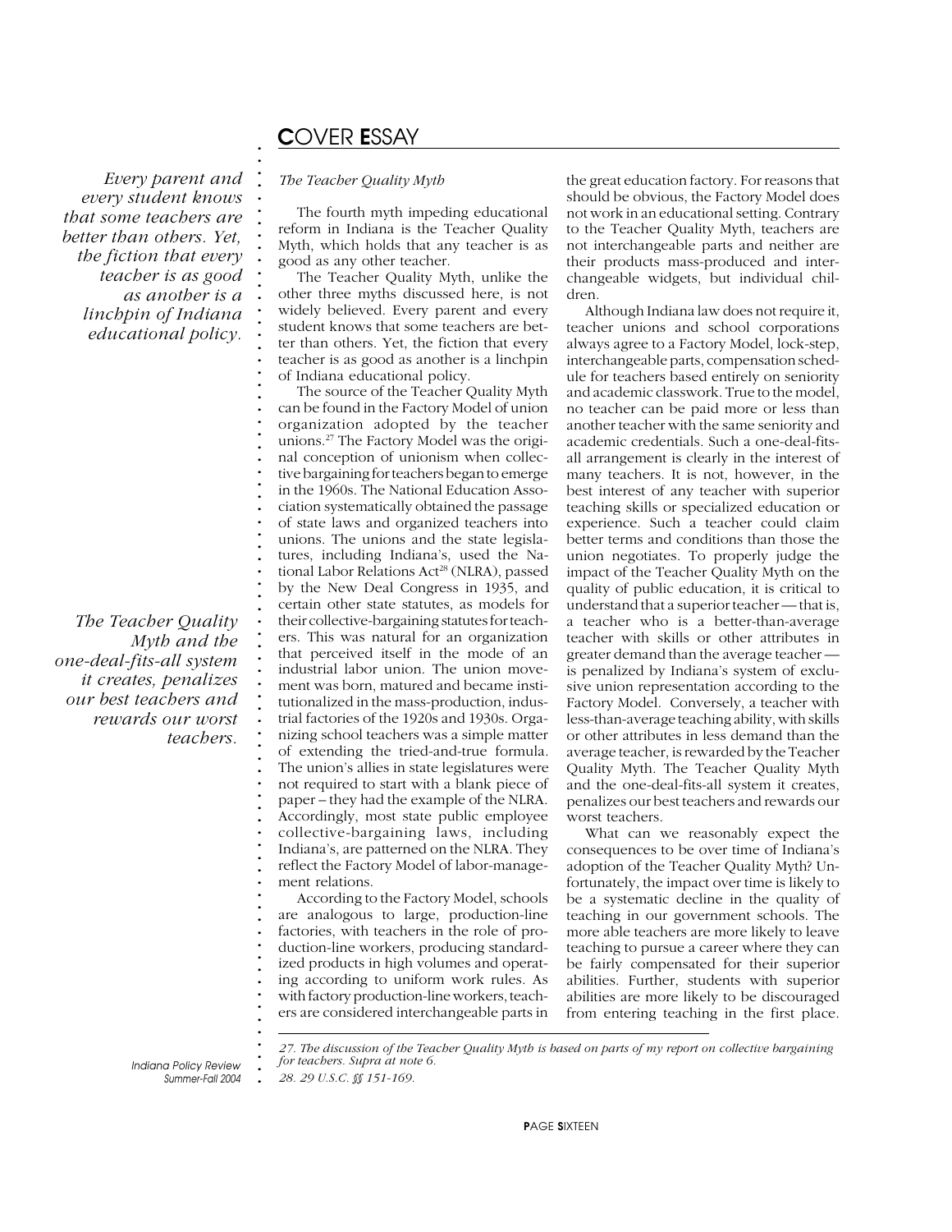### The Teacher Quality Myth

*Every parent and every student knows that some teachers are better than others. Yet, the fiction that every teacher is as good as another is a linchpin of Indiana educational policy.*

The fourth myth impeding educational reform in Indiana is the Teacher Quality Myth, which holds that any teacher is as good as any other teacher.

The Teacher Quality Myth, unlike the other three myths discussed here, is not widely believed. Every parent and every student knows that some teachers are better than others. Yet, the fiction that every teacher is as good as another is a linchpin of Indiana educational policy.

The source of the Teacher Quality Myth can be found in the Factory Model of union organization adopted by the teacher unions.[27] The Factory Model was the original conception of unionism when collective bargaining for teachers began to emerge in the 1960s. The National Education Association systematically obtained the passage of state laws and organized teachers into unions. The unions and the state legislatures, including Indiana's, used the National Labor Relations Act[28] (NLRA), passed by the New Deal Congress in 1935, and certain other state statutes, as models for their collective-bargaining statutes for teachers. This was natural for an organization that perceived itself in the mode of an industrial labor union. The union movement was born, matured and became institutionalized in the mass-production, industrial factories of the 1920s and 1930s. Organizing school teachers was a simple matter of extending the tried-and-true formula. The union's allies in state legislatures were not required to start with a blank piece of paper – they had the example of the NLRA. Accordingly, most state public employee collective-bargaining laws, including Indiana's, are patterned on the NLRA. They reflect the Factory Model of labor-management relations.

According to the Factory Model, schools are analogous to large, production-line factories, with teachers in the role of production-line workers, producing standardized products in high volumes and operating according to uniform work rules. As with factory production-line workers, teachers are considered interchangeable parts in the great education factory. For reasons that should be obvious, the Factory Model does not work in an educational setting. Contrary to the Teacher Quality Myth, teachers are not interchangeable parts and neither are their products mass-produced and interchangeable widgets, but individual children.

*The Teacher Quality Myth and the one-deal-fits-all system it creates, penalizes our best teachers and rewards our worst teachers.*

Although Indiana law does not require it, teacher unions and school corporations always agree to a Factory Model, lock-step, interchangeable parts, compensation schedule for teachers based entirely on seniority and academic classwork. True to the model, no teacher can be paid more or less than another teacher with the same seniority and academic credentials. Such a one-deal-fits-all arrangement is clearly in the interest of many teachers. It is not, however, in the best interest of any teacher with superior teaching skills or specialized education or experience. Such a teacher could claim better terms and conditions than those the union negotiates. To properly judge the impact of the Teacher Quality Myth on the quality of public education, it is critical to understand that a superior teacher — that is, a teacher who is a better-than-average teacher with skills or other attributes in greater demand than the average teacher — is penalized by Indiana's system of exclusive union representation according to the Factory Model. Conversely, a teacher with less-than-average teaching ability, with skills or other attributes in less demand than the average teacher, is rewarded by the Teacher Quality Myth. The Teacher Quality Myth and the one-deal-fits-all system it creates, penalizes our best teachers and rewards our worst teachers.

What can we reasonably expect the consequences to be over time of Indiana's adoption of the Teacher Quality Myth? Unfortunately, the impact over time is likely to be a systematic decline in the quality of teaching in our government schools. The more able teachers are more likely to leave teaching to pursue a career where they can be fairly compensated for their superior abilities. Further, students with superior abilities are more likely to be discouraged from entering teaching in the first place.

---

*27. The discussion of the Teacher Quality Myth is based on parts of my report on collective bargaining for teachers. Supra at note 6.*

*28. 29 U.S.C. §§ 151-169.*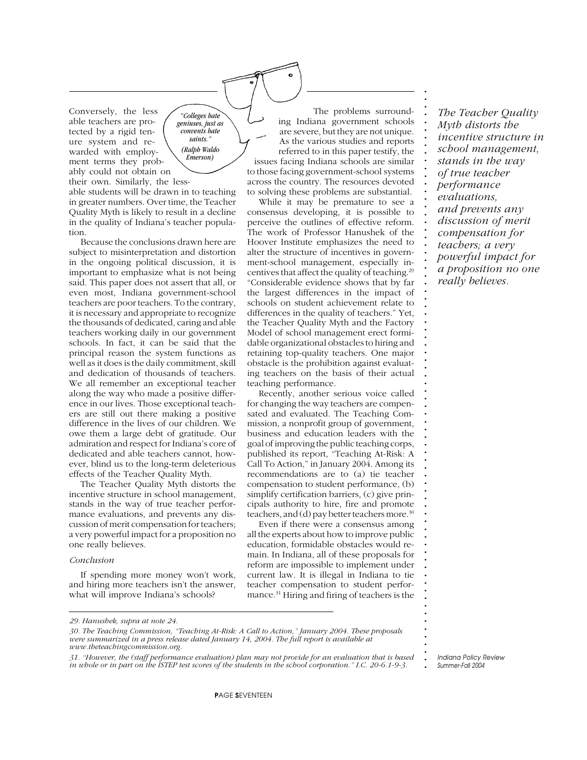Conversely, the less able teachers are protected by a rigid tenure system and rewarded with employment terms they probably could not obtain on their own. Similarly, the less-able students will be drawn in to teaching in greater numbers. Over time, the Teacher Quality Myth is likely to result in a decline in the quality of Indiana's teacher population.

> *"Colleges hate geniuses, just as convents hate saints."*
> *(Ralph Waldo Emerson)*

Because the conclusions drawn here are subject to misinterpretation and distortion in the ongoing political discussion, it is important to emphasize what is not being said. This paper does not assert that all, or even most, Indiana government-school teachers are poor teachers. To the contrary, it is necessary and appropriate to recognize the thousands of dedicated, caring and able teachers working daily in our government schools. In fact, it can be said that the principal reason the system functions as well as it does is the daily commitment, skill and dedication of thousands of teachers. We all remember an exceptional teacher along the way who made a positive difference in our lives. Those exceptional teachers are still out there making a positive difference in the lives of our children. We owe them a large debt of gratitude. Our admiration and respect for Indiana's core of dedicated and able teachers cannot, however, blind us to the long-term deleterious effects of the Teacher Quality Myth.

The Teacher Quality Myth distorts the incentive structure in school management, stands in the way of true teacher performance evaluations, and prevents any discussion of merit compensation for teachers; a very powerful impact for a proposition no one really believes.

*Conclusion*

If spending more money won't work, and hiring more teachers isn't the answer, what will improve Indiana's schools?

The problems surrounding Indiana government schools are severe, but they are not unique. As the various studies and reports referred to in this paper testify, the issues facing Indiana schools are similar to those facing government-school systems across the country. The resources devoted to solving these problems are substantial.

While it may be premature to see a consensus developing, it is possible to perceive the outlines of effective reform. The work of Professor Hanushek of the Hoover Institute emphasizes the need to alter the structure of incentives in government-school management, especially incentives that affect the quality of teaching.[29] "Considerable evidence shows that by far the largest differences in the impact of schools on student achievement relate to differences in the quality of teachers." Yet, the Teacher Quality Myth and the Factory Model of school management erect formidable organizational obstacles to hiring and retaining top-quality teachers. One major obstacle is the prohibition against evaluating teachers on the basis of their actual teaching performance.

Recently, another serious voice called for changing the way teachers are compensated and evaluated. The Teaching Commission, a nonprofit group of government, business and education leaders with the goal of improving the public teaching corps, published its report, "Teaching At-Risk: A Call To Action," in January 2004. Among its recommendations are to (a) tie teacher compensation to student performance, (b) simplify certification barriers, (c) give principals authority to hire, fire and promote teachers, and (d) pay better teachers more.[30]

Even if there were a consensus among all the experts about how to improve public education, formidable obstacles would remain. In Indiana, all of these proposals for reform are impossible to implement under current law. It is illegal in Indiana to tie teacher compensation to student performance.[31] Hiring and firing of teachers is the

> *The Teacher Quality Myth distorts the incentive structure in school management, stands in the way of true teacher performance evaluations, and prevents any discussion of merit compensation for teachers; a very powerful impact for a proposition no one really believes.*

---

*29. Hanushek, supra at note 24.*

*30. The Teaching Commission, "Teaching At-Risk: A Call to Action," January 2004. These proposals were summarized in a press release dated January 14, 2004. The full report is available at www.theteachingcommission.org.*

*31. "However, the (staff performance evaluation) plan may not provide for an evaluation that is based in whole or in part on the ISTEP test scores of the students in the school corporation." I.C. 20-6.1-9-3.*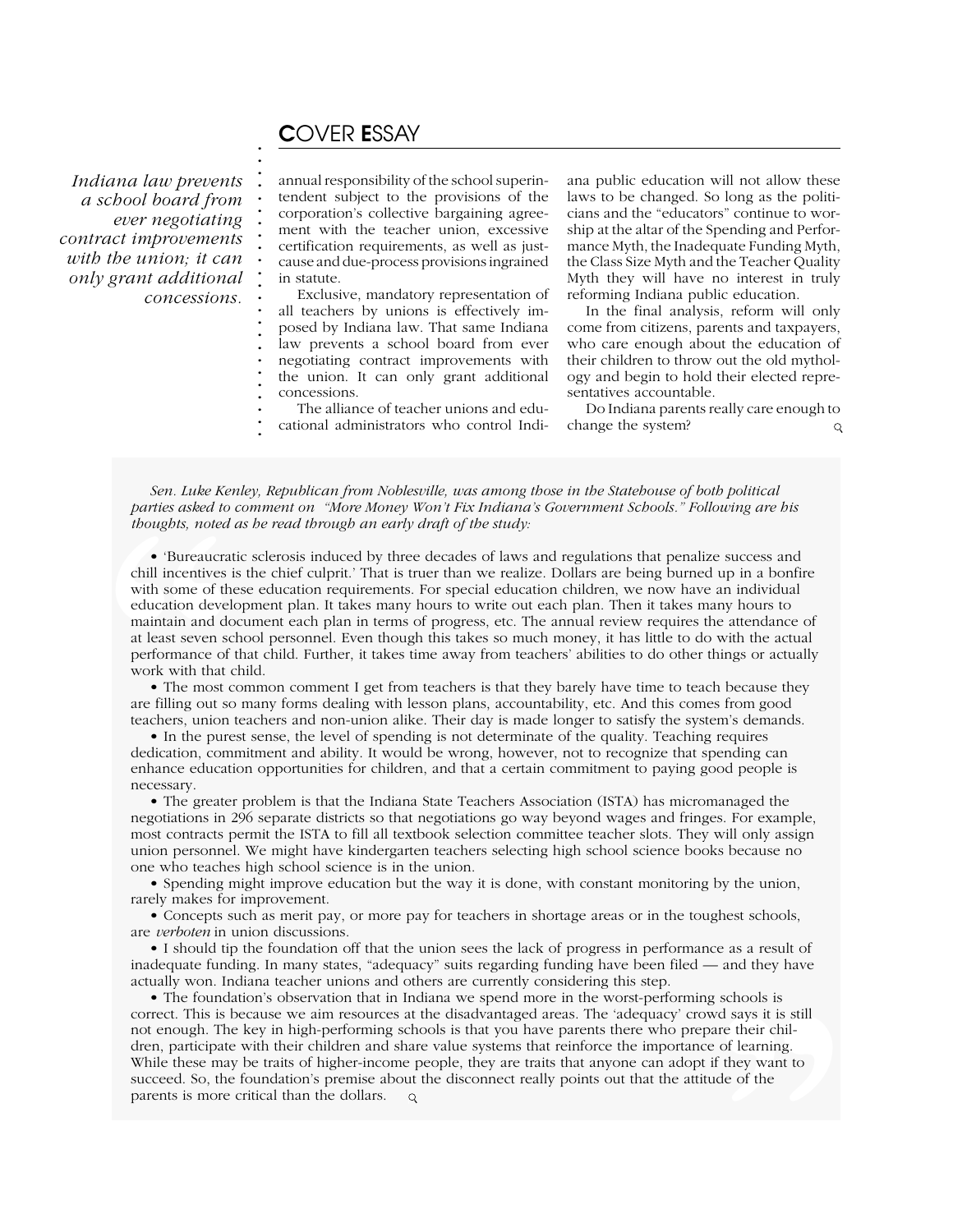*Indiana law prevents a school board from ever negotiating contract improvements with the union; it can only grant additional concessions.*

annual responsibility of the school superintendent subject to the provisions of the corporation's collective bargaining agreement with the teacher union, excessive certification requirements, as well as just-cause and due-process provisions ingrained in statute.

Exclusive, mandatory representation of all teachers by unions is effectively imposed by Indiana law. That same Indiana law prevents a school board from ever negotiating contract improvements with the union. It can only grant additional concessions.

The alliance of teacher unions and educational administrators who control Indiana public education will not allow these laws to be changed. So long as the politicians and the "educators" continue to worship at the altar of the Spending and Performance Myth, the Inadequate Funding Myth, the Class Size Myth and the Teacher Quality Myth they will have no interest in truly reforming Indiana public education.

In the final analysis, reform will only come from citizens, parents and taxpayers, who care enough about the education of their children to throw out the old mythology and begin to hold their elected representatives accountable.

Do Indiana parents really care enough to change the system?

*Sen. Luke Kenley, Republican from Noblesville, was among those in the Statehouse of both political parties asked to comment on "More Money Won't Fix Indiana's Government Schools." Following are his thoughts, noted as he read through an early draft of the study:*

- 'Bureaucratic sclerosis induced by three decades of laws and regulations that penalize success and chill incentives is the chief culprit.' That is truer than we realize. Dollars are being burned up in a bonfire with some of these education requirements. For special education children, we now have an individual education development plan. It takes many hours to write out each plan. Then it takes many hours to maintain and document each plan in terms of progress, etc. The annual review requires the attendance of at least seven school personnel. Even though this takes so much money, it has little to do with the actual performance of that child. Further, it takes time away from teachers' abilities to do other things or actually work with that child.
- The most common comment I get from teachers is that they barely have time to teach because they are filling out so many forms dealing with lesson plans, accountability, etc. And this comes from good teachers, union teachers and non-union alike. Their day is made longer to satisfy the system's demands.
- In the purest sense, the level of spending is not determinate of the quality. Teaching requires dedication, commitment and ability. It would be wrong, however, not to recognize that spending can enhance education opportunities for children, and that a certain commitment to paying good people is necessary.
- The greater problem is that the Indiana State Teachers Association (ISTA) has micromanaged the negotiations in 296 separate districts so that negotiations go way beyond wages and fringes. For example, most contracts permit the ISTA to fill all textbook selection committee teacher slots. They will only assign union personnel. We might have kindergarten teachers selecting high school science books because no one who teaches high school science is in the union.
- Spending might improve education but the way it is done, with constant monitoring by the union, rarely makes for improvement.
- Concepts such as merit pay, or more pay for teachers in shortage areas or in the toughest schools, are *verboten* in union discussions.
- I should tip the foundation off that the union sees the lack of progress in performance as a result of inadequate funding. In many states, "adequacy" suits regarding funding have been filed — and they have actually won. Indiana teacher unions and others are currently considering this step.
- The foundation's observation that in Indiana we spend more in the worst-performing schools is correct. This is because we aim resources at the disadvantaged areas. The 'adequacy' crowd says it is still not enough. The key in high-performing schools is that you have parents there who prepare their children, participate with their children and share value systems that reinforce the importance of learning. While these may be traits of higher-income people, they are traits that anyone can adopt if they want to succeed. So, the foundation's premise about the disconnect really points out that the attitude of the parents is more critical than the dollars.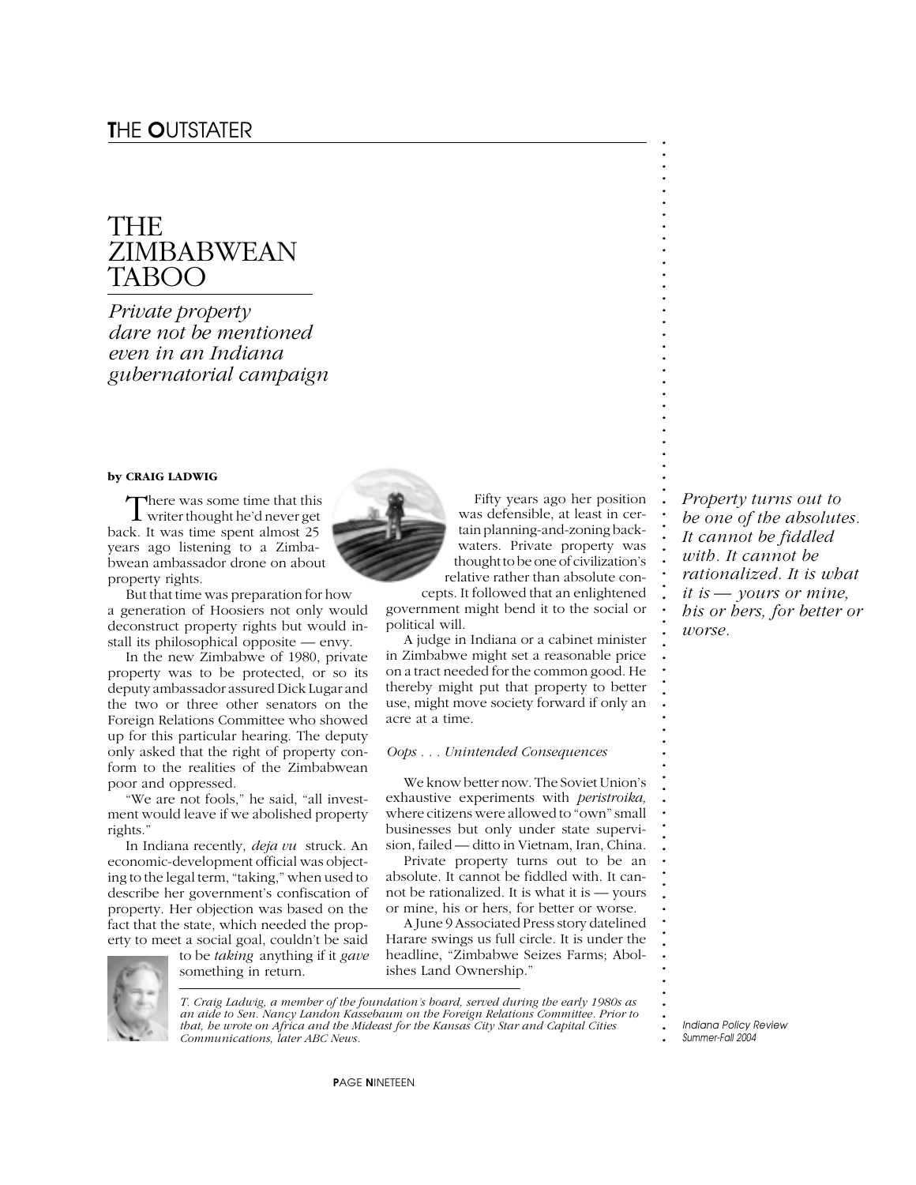THE OUTSTATER

# THE ZIMBABWEAN TABOO

*Private property dare not be mentioned even in an Indiana gubernatorial campaign*

**by CRAIG LADWIG**

There was some time that this writer thought he'd never get back. It was time spent almost 25 years ago listening to a Zimbabwean ambassador drone on about property rights.

But that time was preparation for how a generation of Hoosiers not only would deconstruct property rights but would install its philosophical opposite — envy.

In the new Zimbabwe of 1980, private property was to be protected, or so its deputy ambassador assured Dick Lugar and the two or three other senators on the Foreign Relations Committee who showed up for this particular hearing. The deputy only asked that the right of property conform to the realities of the Zimbabwean poor and oppressed.

"We are not fools," he said, "all investment would leave if we abolished property rights."

In Indiana recently, *deja vu* struck. An economic-development official was objecting to the legal term, "taking," when used to describe her government's confiscation of property. Her objection was based on the fact that the state, which needed the property to meet a social goal, couldn't be said to be *taking* anything if it *gave* something in return.

Fifty years ago her position was defensible, at least in certain planning-and-zoning backwaters. Private property was thought to be one of civilization's relative rather than absolute concepts. It followed that an enlightened government might bend it to the social or political will.

A judge in Indiana or a cabinet minister in Zimbabwe might set a reasonable price on a tract needed for the common good. He thereby might put that property to better use, might move society forward if only an acre at a time.

*Oops . . . Unintended Consequences*

We know better now. The Soviet Union's exhaustive experiments with *peristroika,* where citizens were allowed to "own" small businesses but only under state supervision, failed — ditto in Vietnam, Iran, China.

Private property turns out to be an absolute. It cannot be fiddled with. It cannot be rationalized. It is what it is — yours or mine, his or hers, for better or worse.

A June 9 Associated Press story datelined Harare swings us full circle. It is under the headline, "Zimbabwe Seizes Farms; Abolishes Land Ownership."

*Property turns out to be one of the absolutes. It cannot be fiddled with. It cannot be rationalized. It is what it is — yours or mine, his or hers, for better or worse.*

*T. Craig Ladwig, a member of the foundation's board, served during the early 1980s as an aide to Sen. Nancy Landon Kassebaum on the Foreign Relations Committee. Prior to that, he wrote on Africa and the Mideast for the Kansas City Star and Capital Cities Communications, later ABC News.*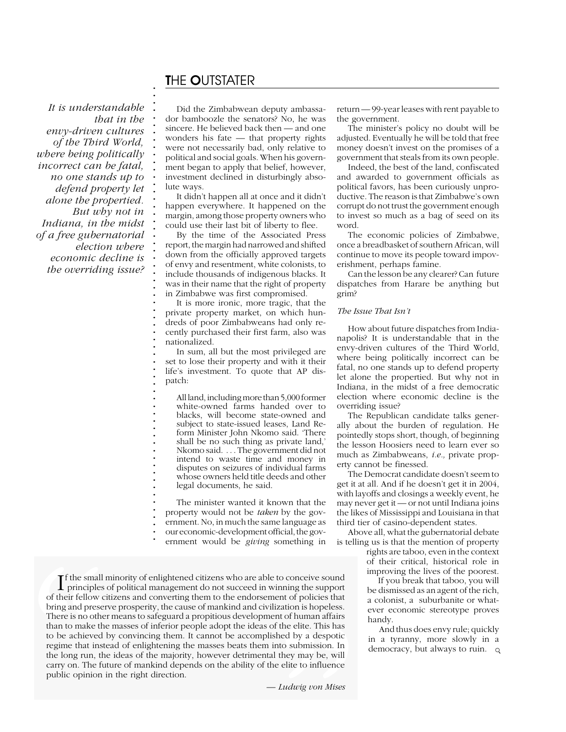*It is understandable that in the envy-driven cultures of the Third World, where being politically incorrect can be fatal, no one stands up to defend property let alone the propertied. But why not in Indiana, in the midst of a free gubernatorial election where economic decline is the overriding issue?*

Did the Zimbabwean deputy ambassador bamboozle the senators? No, he was sincere. He believed back then — and one wonders his fate — that property rights were not necessarily bad, only relative to political and social goals. When his government began to apply that belief, however, investment declined in disturbingly absolute ways.

It didn't happen all at once and it didn't happen everywhere. It happened on the margin, among those property owners who could use their last bit of liberty to flee.

By the time of the Associated Press report, the margin had narrowed and shifted down from the officially approved targets of envy and resentment, white colonists, to include thousands of indigenous blacks. It was in their name that the right of property in Zimbabwe was first compromised.

It is more ironic, more tragic, that the private property market, on which hundreds of poor Zimbabweans had only recently purchased their first farm, also was nationalized.

In sum, all but the most privileged are set to lose their property and with it their life's investment. To quote that AP dispatch:

> All land, including more than 5,000 former white-owned farms handed over to blacks, will become state-owned and subject to state-issued leases, Land Reform Minister John Nkomo said. 'There shall be no such thing as private land,' Nkomo said. . . . The government did not intend to waste time and money in disputes on seizures of individual farms whose owners held title deeds and other legal documents, he said.

The minister wanted it known that the property would not be *taken* by the government. No, in much the same language as our economic-development official, the government would be *giving* something in return — 99-year leases with rent payable to the government.

The minister's policy no doubt will be adjusted. Eventually he will be told that free money doesn't invest on the promises of a government that steals from its own people.

Indeed, the best of the land, confiscated and awarded to government officials as political favors, has been curiously unproductive. The reason is that Zimbabwe's own corrupt do not trust the government enough to invest so much as a bag of seed on its word.

The economic policies of Zimbabwe, once a breadbasket of southern African, will continue to move its people toward impoverishment, perhaps famine.

Can the lesson be any clearer? Can future dispatches from Harare be anything but grim?

*The Issue That Isn't*

How about future dispatches from Indianapolis? It is understandable that in the envy-driven cultures of the Third World, where being politically incorrect can be fatal, no one stands up to defend property let alone the propertied. But why not in Indiana, in the midst of a free democratic election where economic decline is the overriding issue?

The Republican candidate talks generally about the burden of regulation. He pointedly stops short, though, of beginning the lesson Hoosiers need to learn ever so much as Zimbabweans, *i.e.,* private property cannot be finessed.

The Democrat candidate doesn't seem to get it at all. And if he doesn't get it in 2004, with layoffs and closings a weekly event, he may never get it — or not until Indiana joins the likes of Mississippi and Louisiana in that third tier of casino-dependent states.

Above all, what the gubernatorial debate is telling us is that the mention of property rights are taboo, even in the context of their critical, historical role in improving the lives of the poorest.

If you break that taboo, you will be dismissed as an agent of the rich, a colonist, a suburbanite or whatever economic stereotype proves handy.

And thus does envy rule; quickly in a tyranny, more slowly in a democracy, but always to ruin.

> If the small minority of enlightened citizens who are able to conceive sound principles of political management do not succeed in winning the support of their fellow citizens and converting them to the endorsement of policies that bring and preserve prosperity, the cause of mankind and civilization is hopeless. There is no other means to safeguard a propitious development of human affairs than to make the masses of inferior people adopt the ideas of the elite. This has to be achieved by convincing them. It cannot be accomplished by a despotic regime that instead of enlightening the masses beats them into submission. In the long run, the ideas of the majority, however detrimental they may be, will carry on. The future of mankind depends on the ability of the elite to influence public opinion in the right direction.
>
> — *Ludwig von Mises*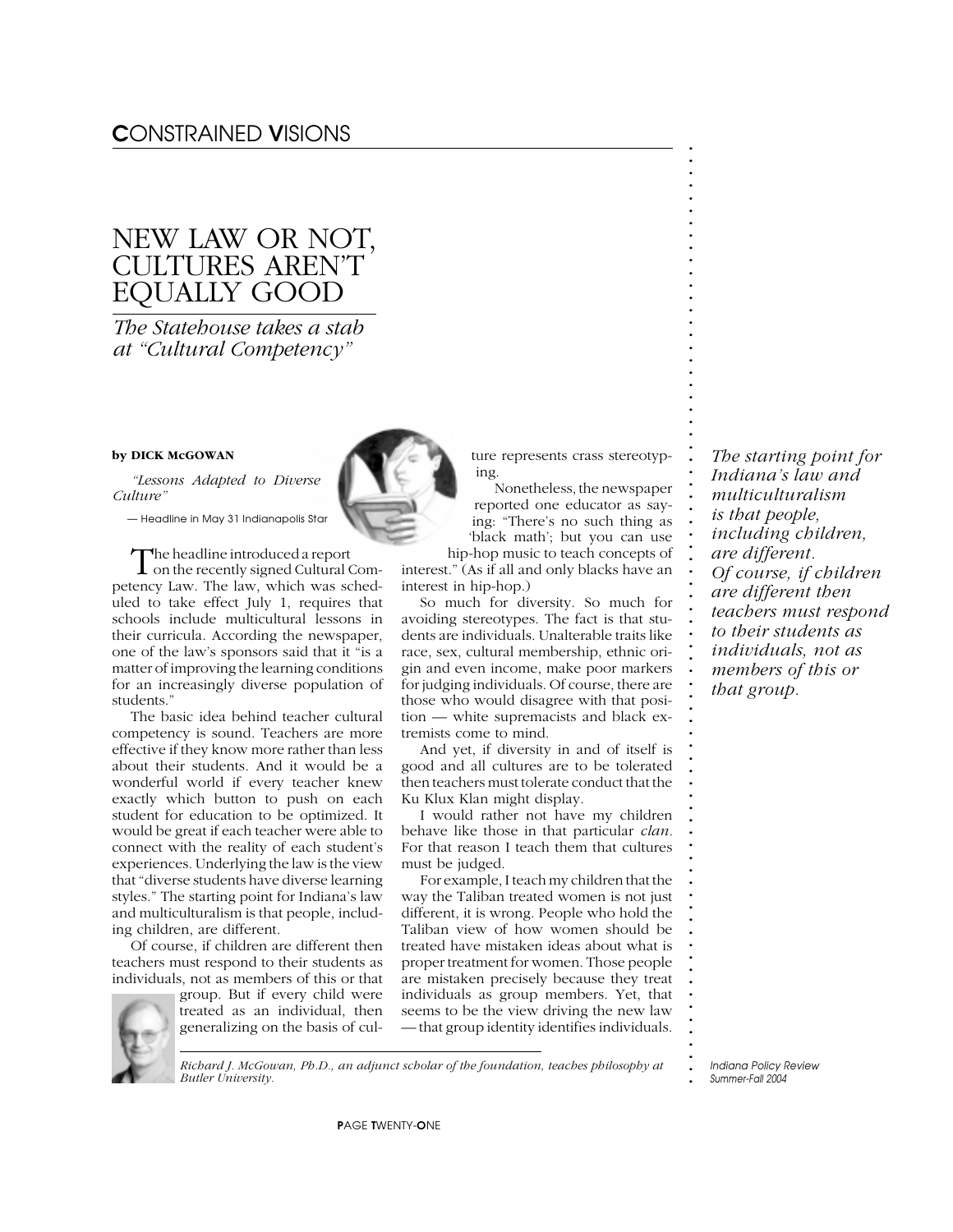# NEW LAW OR NOT, CULTURES AREN'T EQUALLY GOOD

*The Statehouse takes a stab at "Cultural Competency"*

**by DICK McGOWAN**

*"Lessons Adapted to Diverse Culture"*

— Headline in May 31 Indianapolis Star

The headline introduced a report on the recently signed Cultural Competency Law. The law, which was scheduled to take effect July 1, requires that schools include multicultural lessons in their curricula. According the newspaper, one of the law's sponsors said that it "is a matter of improving the learning conditions for an increasingly diverse population of students."

The basic idea behind teacher cultural competency is sound. Teachers are more effective if they know more rather than less about their students. And it would be a wonderful world if every teacher knew exactly which button to push on each student for education to be optimized. It would be great if each teacher were able to connect with the reality of each student's experiences. Underlying the law is the view that "diverse students have diverse learning styles." The starting point for Indiana's law and multiculturalism is that people, including children, are different.

Of course, if children are different then teachers must respond to their students as individuals, not as members of this or that group. But if every child were treated as an individual, then generalizing on the basis of culture represents crass stereotyping.

Nonetheless, the newspaper reported one educator as saying: "There's no such thing as 'black math'; but you can use hip-hop music to teach concepts of interest." (As if all and only blacks have an interest in hip-hop.)

So much for diversity. So much for avoiding stereotypes. The fact is that students are individuals. Unalterable traits like race, sex, cultural membership, ethnic origin and even income, make poor markers for judging individuals. Of course, there are those who would disagree with that position — white supremacists and black extremists come to mind.

And yet, if diversity in and of itself is good and all cultures are to be tolerated then teachers must tolerate conduct that the Ku Klux Klan might display.

I would rather not have my children behave like those in that particular *clan*. For that reason I teach them that cultures must be judged.

For example, I teach my children that the way the Taliban treated women is not just different, it is wrong. People who hold the Taliban view of how women should be treated have mistaken ideas about what is proper treatment for women. Those people are mistaken precisely because they treat individuals as group members. Yet, that seems to be the view driving the new law — that group identity identifies individuals.

*The starting point for Indiana's law and multiculturalism is that people, including children, are different. Of course, if children are different then teachers must respond to their students as individuals, not as members of this or that group.*

*Richard J. McGowan, Ph.D., an adjunct scholar of the foundation, teaches philosophy at Butler University.*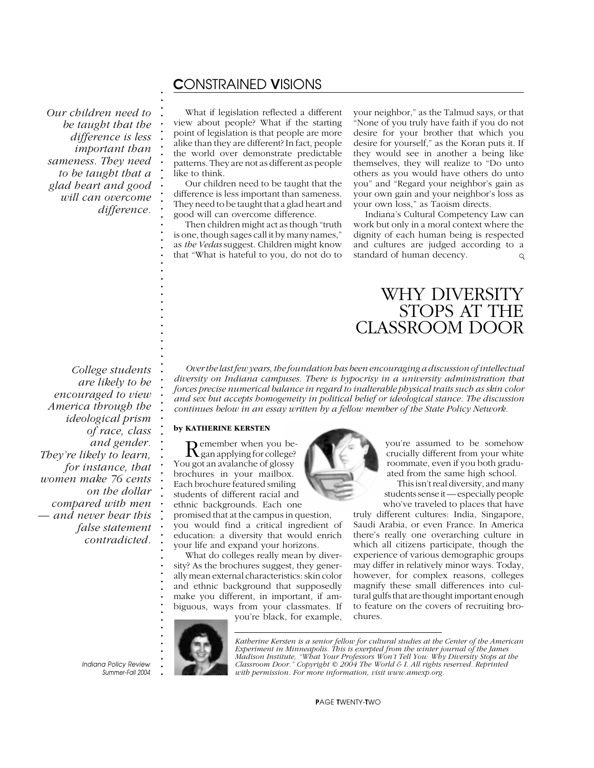*Our children need to be taught that the difference is less important than sameness. They need to be taught that a glad heart and good will can overcome difference.*

What if legislation reflected a different view about people? What if the starting point of legislation is that people are more alike than they are different? In fact, people the world over demonstrate predictable patterns. They are not as different as people like to think.

Our children need to be taught that the difference is less important than sameness. They need to be taught that a glad heart and good will can overcome difference.

Then children might act as though "truth is one, though sages call it by many names," as *the Vedas* suggest. Children might know that "What is hateful to you, do not do to your neighbor," as the Talmud says, or that "None of you truly have faith if you do not desire for your brother that which you desire for yourself," as the Koran puts it. If they would see in another a being like themselves, they will realize to "Do unto others as you would have others do unto you" and "Regard your neighbor's gain as your own gain and your neighbor's loss as your own loss," as Taoism directs.

Indiana's Cultural Competency Law can work but only in a moral context where the dignity of each human being is respected and cultures are judged according to a standard of human decency.

# WHY DIVERSITY STOPS AT THE CLASSROOM DOOR

*Over the last few years, the foundation has been encouraging a discussion of intellectual diversity on Indiana campuses. There is hypocrisy in a university administration that forces precise numerical balance in regard to inalterable physical traits such as skin color and sex but accepts homogeneity in political belief or ideological stance. The discussion continues below in an essay written by a fellow member of the State Policy Network.*

*College students are likely to be encouraged to view America through the ideological prism of race, class and gender. They're likely to learn, for instance, that women make 76 cents on the dollar compared with men — and never hear this false statement contradicted.*

**by KATHERINE KERSTEN**

Remember when you began applying for college? You got an avalanche of glossy brochures in your mailbox. Each brochure featured smiling students of different racial and ethnic backgrounds. Each one promised that at the campus in question, you would find a critical ingredient of education: a diversity that would enrich your life and expand your horizons.

What do colleges really mean by diversity? As the brochures suggest, they generally mean external characteristics: skin color and ethnic background that supposedly make you different, in important, if ambiguous, ways from your classmates. If you're black, for example, you're assumed to be somehow crucially different from your white roommate, even if you both graduated from the same high school.

This isn't real diversity, and many students sense it — especially people who've traveled to places that have truly different cultures: India, Singapore, Saudi Arabia, or even France. In America there's really one overarching culture in which all citizens participate, though the experience of various demographic groups may differ in relatively minor ways. Today, however, for complex reasons, colleges magnify these small differences into cultural gulfs that are thought important enough to feature on the covers of recruiting brochures.

*Katherine Kersten is a senior fellow for cultural studies at the Center of the American Experiment in Minneapolis. This is exerpted from the winter journal of the James Madison Institute, "What Your Professors Won't Tell You: Why Diversity Stops at the Classroom Door." Copyright © 2004 The World & I. All rights reserved. Reprinted with permission. For more information, visit www.amexp.org.*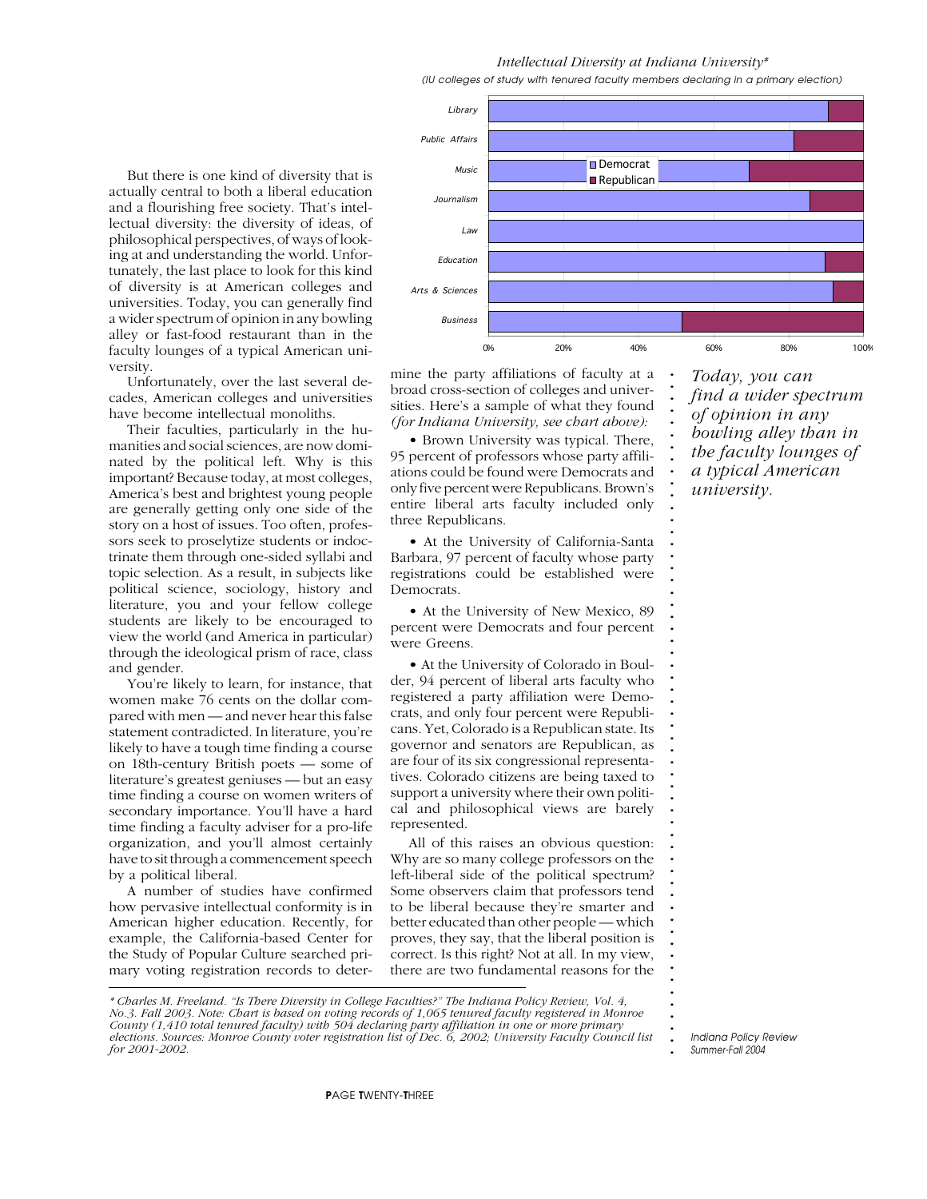But there is one kind of diversity that is actually central to both a liberal education and a flourishing free society. That's intellectual diversity: the diversity of ideas, of philosophical perspectives, of ways of looking at and understanding the world. Unfortunately, the last place to look for this kind of diversity is at American colleges and universities. Today, you can generally find a wider spectrum of opinion in any bowling alley or fast-food restaurant than in the faculty lounges of a typical American university.

Unfortunately, over the last several decades, American colleges and universities have become intellectual monoliths.

Their faculties, particularly in the humanities and social sciences, are now dominated by the political left. Why is this important? Because today, at most colleges, America's best and brightest young people are generally getting only one side of the story on a host of issues. Too often, professors seek to proselytize students or indoctrinate them through one-sided syllabi and topic selection. As a result, in subjects like political science, sociology, history and literature, you and your fellow college students are likely to be encouraged to view the world (and America in particular) through the ideological prism of race, class and gender.

You're likely to learn, for instance, that women make 76 cents on the dollar compared with men — and never hear this false statement contradicted. In literature, you're likely to have a tough time finding a course on 18th-century British poets — some of literature's greatest geniuses — but an easy time finding a course on women writers of secondary importance. You'll have a hard time finding a faculty adviser for a pro-life organization, and you'll almost certainly have to sit through a commencement speech by a political liberal.

A number of studies have confirmed how pervasive intellectual conformity is in American higher education. Recently, for example, the California-based Center for the Study of Popular Culture searched primary voting registration records to determine the party affiliations of faculty at a broad cross-section of colleges and universities. Here's a sample of what they found *(for Indiana University, see chart above):*

*Intellectual Diversity at Indiana University\**

*(IU colleges of study with tenured faculty members declaring in a primary election)*

[Bar chart: Democrat vs. Republican share (0%–100%) for Library, Public Affairs, Music, Journalism, Law, Education, Arts & Sciences, Business]

- Brown University was typical. There, 95 percent of professors whose party affiliations could be found were Democrats and only five percent were Republicans. Brown's entire liberal arts faculty included only three Republicans.

- At the University of California-Santa Barbara, 97 percent of faculty whose party registrations could be established were Democrats.

- At the University of New Mexico, 89 percent were Democrats and four percent were Greens.

- At the University of Colorado in Boulder, 94 percent of liberal arts faculty who registered a party affiliation were Democrats, and only four percent were Republicans. Yet, Colorado is a Republican state. Its governor and senators are Republican, as are four of its six congressional representatives. Colorado citizens are being taxed to support a university where their own political and philosophical views are barely represented.

All of this raises an obvious question: Why are so many college professors on the left-liberal side of the political spectrum? Some observers claim that professors tend to be liberal because they're smarter and better educated than other people — which proves, they say, that the liberal position is correct. Is this right? Not at all. In my view, there are two fundamental reasons for the

*Today, you can find a wider spectrum of opinion in any bowling alley than in the faculty lounges of a typical American university.*

*\* Charles M. Freeland. "Is There Diversity in College Faculties?" The Indiana Policy Review, Vol. 4, No.3. Fall 2003. Note: Chart is based on voting records of 1,065 tenured faculty registered in Monroe County (1,410 total tenured faculty) with 504 declaring party affiliation in one or more primary elections. Sources: Monroe County voter registration list of Dec. 6, 2002; University Faculty Council list for 2001-2002.*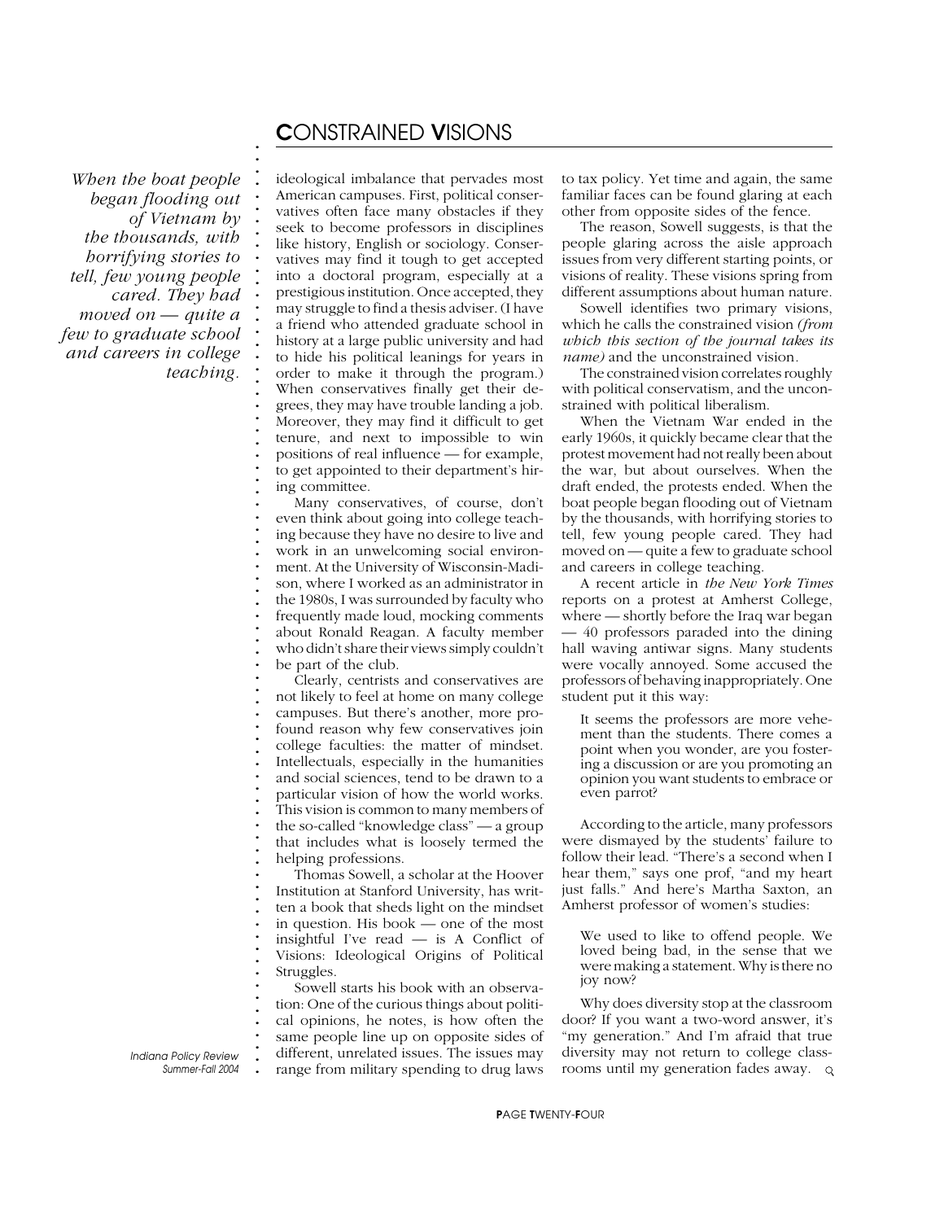*When the boat people began flooding out of Vietnam by the thousands, with horrifying stories to tell, few young people cared. They had moved on — quite a few to graduate school and careers in college teaching.*

ideological imbalance that pervades most American campuses. First, political conservatives often face many obstacles if they seek to become professors in disciplines like history, English or sociology. Conservatives may find it tough to get accepted into a doctoral program, especially at a prestigious institution. Once accepted, they may struggle to find a thesis adviser. (I have a friend who attended graduate school in history at a large public university and had to hide his political leanings for years in order to make it through the program.) When conservatives finally get their degrees, they may have trouble landing a job. Moreover, they may find it difficult to get tenure, and next to impossible to win positions of real influence — for example, to get appointed to their department's hiring committee.

Many conservatives, of course, don't even think about going into college teaching because they have no desire to live and work in an unwelcoming social environment. At the University of Wisconsin-Madison, where I worked as an administrator in the 1980s, I was surrounded by faculty who frequently made loud, mocking comments about Ronald Reagan. A faculty member who didn't share their views simply couldn't be part of the club.

Clearly, centrists and conservatives are not likely to feel at home on many college campuses. But there's another, more profound reason why few conservatives join college faculties: the matter of mindset. Intellectuals, especially in the humanities and social sciences, tend to be drawn to a particular vision of how the world works. This vision is common to many members of the so-called "knowledge class" — a group that includes what is loosely termed the helping professions.

Thomas Sowell, a scholar at the Hoover Institution at Stanford University, has written a book that sheds light on the mindset in question. His book — one of the most insightful I've read — is A Conflict of Visions: Ideological Origins of Political Struggles.

Sowell starts his book with an observation: One of the curious things about political opinions, he notes, is how often the same people line up on opposite sides of different, unrelated issues. The issues may range from military spending to drug laws to tax policy. Yet time and again, the same familiar faces can be found glaring at each other from opposite sides of the fence.

The reason, Sowell suggests, is that the people glaring across the aisle approach issues from very different starting points, or visions of reality. These visions spring from different assumptions about human nature.

Sowell identifies two primary visions, which he calls the constrained vision *(from which this section of the journal takes its name)* and the unconstrained vision.

The constrained vision correlates roughly with political conservatism, and the unconstrained with political liberalism.

When the Vietnam War ended in the early 1960s, it quickly became clear that the protest movement had not really been about the war, but about ourselves. When the draft ended, the protests ended. When the boat people began flooding out of Vietnam by the thousands, with horrifying stories to tell, few young people cared. They had moved on — quite a few to graduate school and careers in college teaching.

A recent article in *the New York Times* reports on a protest at Amherst College, where — shortly before the Iraq war began — 40 professors paraded into the dining hall waving antiwar signs. Many students were vocally annoyed. Some accused the professors of behaving inappropriately. One student put it this way:

> It seems the professors are more vehement than the students. There comes a point when you wonder, are you fostering a discussion or are you promoting an opinion you want students to embrace or even parrot?

According to the article, many professors were dismayed by the students' failure to follow their lead. "There's a second when I hear them," says one prof, "and my heart just falls." And here's Martha Saxton, an Amherst professor of women's studies:

> We used to like to offend people. We loved being bad, in the sense that we were making a statement. Why is there no joy now?

Why does diversity stop at the classroom door? If you want a two-word answer, it's "my generation." And I'm afraid that true diversity may not return to college classrooms until my generation fades away.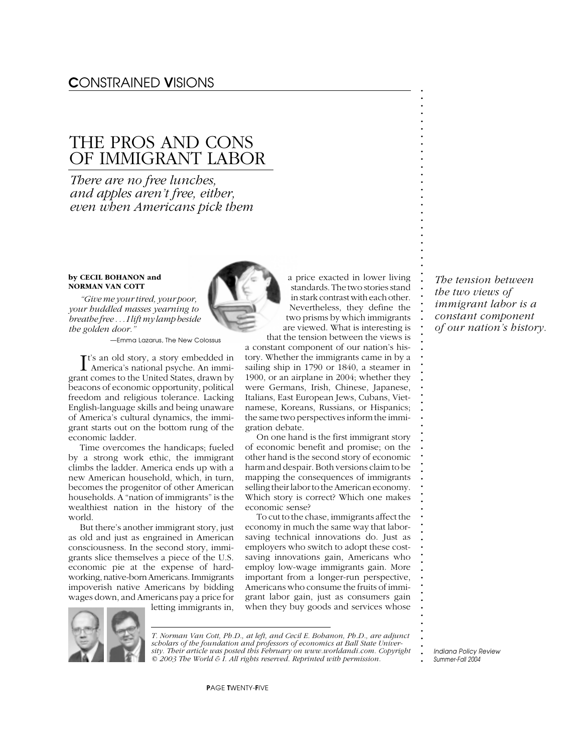# THE PROS AND CONS OF IMMIGRANT LABOR

*There are no free lunches, and apples aren't free, either, even when Americans pick them*

**by CECIL BOHANON and NORMAN VAN COTT**

*"Give me your tired, your poor, your huddled masses yearning to breathe free . . . I lift my lamp beside the golden door."*

—Emma Lazarus, The New Colossus

It's an old story, a story embedded in America's national psyche. An immigrant comes to the United States, drawn by beacons of economic opportunity, political freedom and religious tolerance. Lacking English-language skills and being unaware of America's cultural dynamics, the immigrant starts out on the bottom rung of the economic ladder.

Time overcomes the handicaps; fueled by a strong work ethic, the immigrant climbs the ladder. America ends up with a new American household, which, in turn, becomes the progenitor of other American households. A "nation of immigrants" is the wealthiest nation in the history of the world.

But there's another immigrant story, just as old and just as engrained in American consciousness. In the second story, immigrants slice themselves a piece of the U.S. economic pie at the expense of hard-working, native-born Americans. Immigrants impoverish native Americans by bidding wages down, and Americans pay a price for letting immigrants in, a price exacted in lower living standards. The two stories stand in stark contrast with each other. Nevertheless, they define the two prisms by which immigrants are viewed. What is interesting is that the tension between the views is a constant component of our nation's history. Whether the immigrants came in by a sailing ship in 1790 or 1840, a steamer in 1900, or an airplane in 2004; whether they were Germans, Irish, Chinese, Japanese, Italians, East European Jews, Cubans, Vietnamese, Koreans, Russians, or Hispanics; the same two perspectives inform the immigration debate.

*The tension between the two views of immigrant labor is a constant component of our nation's history.*

On one hand is the first immigrant story of economic benefit and promise; on the other hand is the second story of economic harm and despair. Both versions claim to be mapping the consequences of immigrants selling their labor to the American economy. Which story is correct? Which one makes economic sense?

To cut to the chase, immigrants affect the economy in much the same way that labor-saving technical innovations do. Just as employers who switch to adopt these cost-saving innovations gain, Americans who employ low-wage immigrants gain. More important from a longer-run perspective, Americans who consume the fruits of immigrant labor gain, just as consumers gain when they buy goods and services whose

*T. Norman Van Cott, Ph.D., at left, and Cecil E. Bohanon, Ph.D., are adjunct scholars of the foundation and professors of economics at Ball State University. Their article was posted this February on www.worldandi.com. Copyright © 2003 The World & I. All rights reserved. Reprinted with permission.*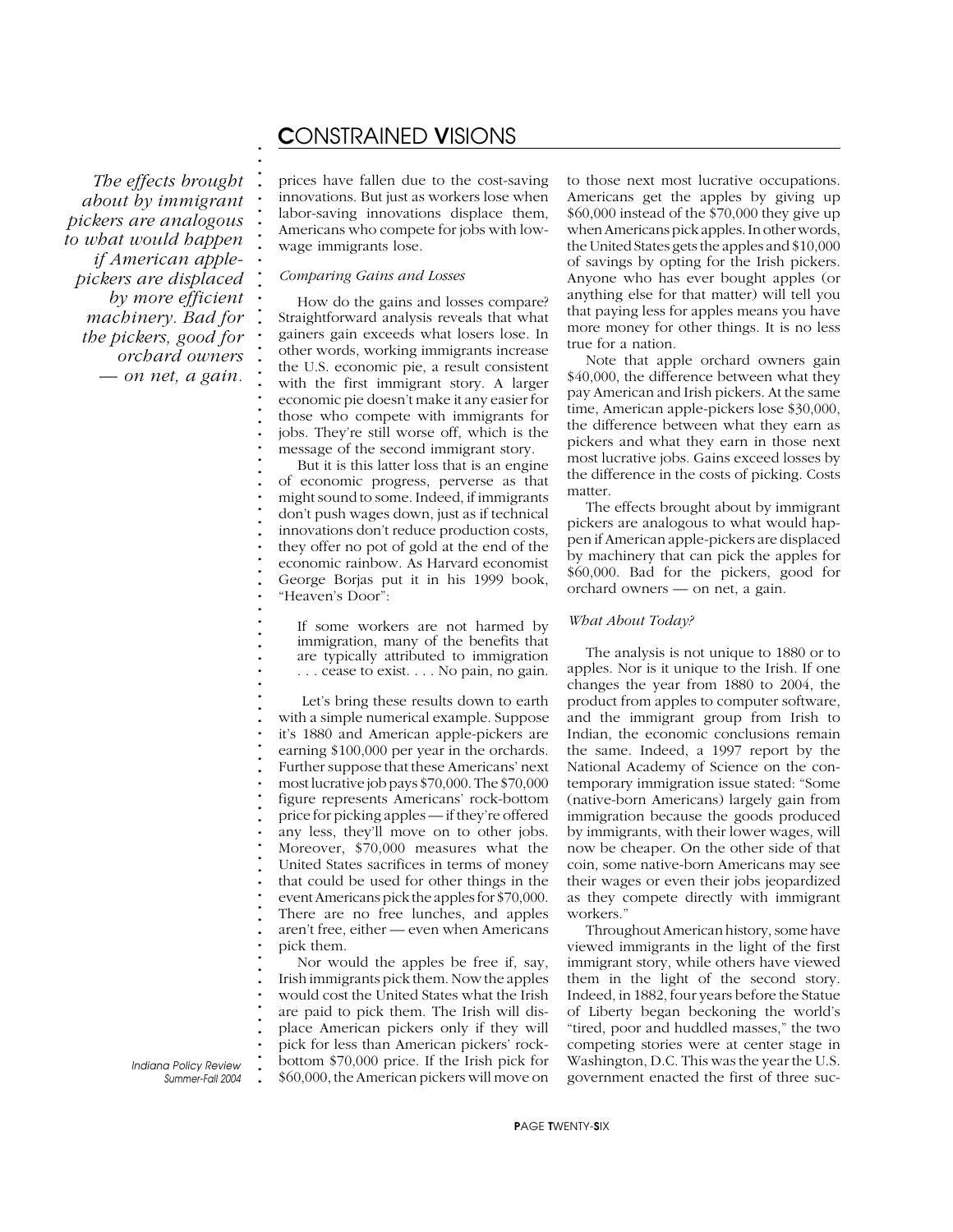prices have fallen due to the cost-saving innovations. But just as workers lose when labor-saving innovations displace them, Americans who compete for jobs with low-wage immigrants lose.

*The effects brought about by immigrant pickers are analogous to what would happen if American apple-pickers are displaced by more efficient machinery. Bad for the pickers, good for orchard owners — on net, a gain.*

### *Comparing Gains and Losses*

How do the gains and losses compare? Straightforward analysis reveals that what gainers gain exceeds what losers lose. In other words, working immigrants increase the U.S. economic pie, a result consistent with the first immigrant story. A larger economic pie doesn't make it any easier for those who compete with immigrants for jobs. They're still worse off, which is the message of the second immigrant story.

But it is this latter loss that is an engine of economic progress, perverse as that might sound to some. Indeed, if immigrants don't push wages down, just as if technical innovations don't reduce production costs, they offer no pot of gold at the end of the economic rainbow. As Harvard economist George Borjas put it in his 1999 book, "Heaven's Door":

> If some workers are not harmed by immigration, many of the benefits that are typically attributed to immigration . . . cease to exist. . . . No pain, no gain.

Let's bring these results down to earth with a simple numerical example. Suppose it's 1880 and American apple-pickers are earning $100,000 per year in the orchards. Further suppose that these Americans' next most lucrative job pays $70,000. The $70,000 figure represents Americans' rock-bottom price for picking apples — if they're offered any less, they'll move on to other jobs. Moreover, $70,000 measures what the United States sacrifices in terms of money that could be used for other things in the event Americans pick the apples for $70,000. There are no free lunches, and apples aren't free, either — even when Americans pick them.

Nor would the apples be free if, say, Irish immigrants pick them. Now the apples would cost the United States what the Irish are paid to pick them. The Irish will displace American pickers only if they will pick for less than American pickers' rock-bottom $70,000 price. If the Irish pick for $60,000, the American pickers will move on to those next most lucrative occupations. Americans get the apples by giving up $60,000 instead of the $70,000 they give up when Americans pick apples. In other words, the United States gets the apples and $10,000 of savings by opting for the Irish pickers. Anyone who has ever bought apples (or anything else for that matter) will tell you that paying less for apples means you have more money for other things. It is no less true for a nation.

Note that apple orchard owners gain $40,000, the difference between what they pay American and Irish pickers. At the same time, American apple-pickers lose $30,000, the difference between what they earn as pickers and what they earn in those next most lucrative jobs. Gains exceed losses by the difference in the costs of picking. Costs matter.

The effects brought about by immigrant pickers are analogous to what would happen if American apple-pickers are displaced by machinery that can pick the apples for $60,000. Bad for the pickers, good for orchard owners — on net, a gain.

### *What About Today?*

The analysis is not unique to 1880 or to apples. Nor is it unique to the Irish. If one changes the year from 1880 to 2004, the product from apples to computer software, and the immigrant group from Irish to Indian, the economic conclusions remain the same. Indeed, a 1997 report by the National Academy of Science on the contemporary immigration issue stated: "Some (native-born Americans) largely gain from immigration because the goods produced by immigrants, with their lower wages, will now be cheaper. On the other side of that coin, some native-born Americans may see their wages or even their jobs jeopardized as they compete directly with immigrant workers."

Throughout American history, some have viewed immigrants in the light of the first immigrant story, while others have viewed them in the light of the second story. Indeed, in 1882, four years before the Statue of Liberty began beckoning the world's "tired, poor and huddled masses," the two competing stories were at center stage in Washington, D.C. This was the year the U.S. government enacted the first of three suc-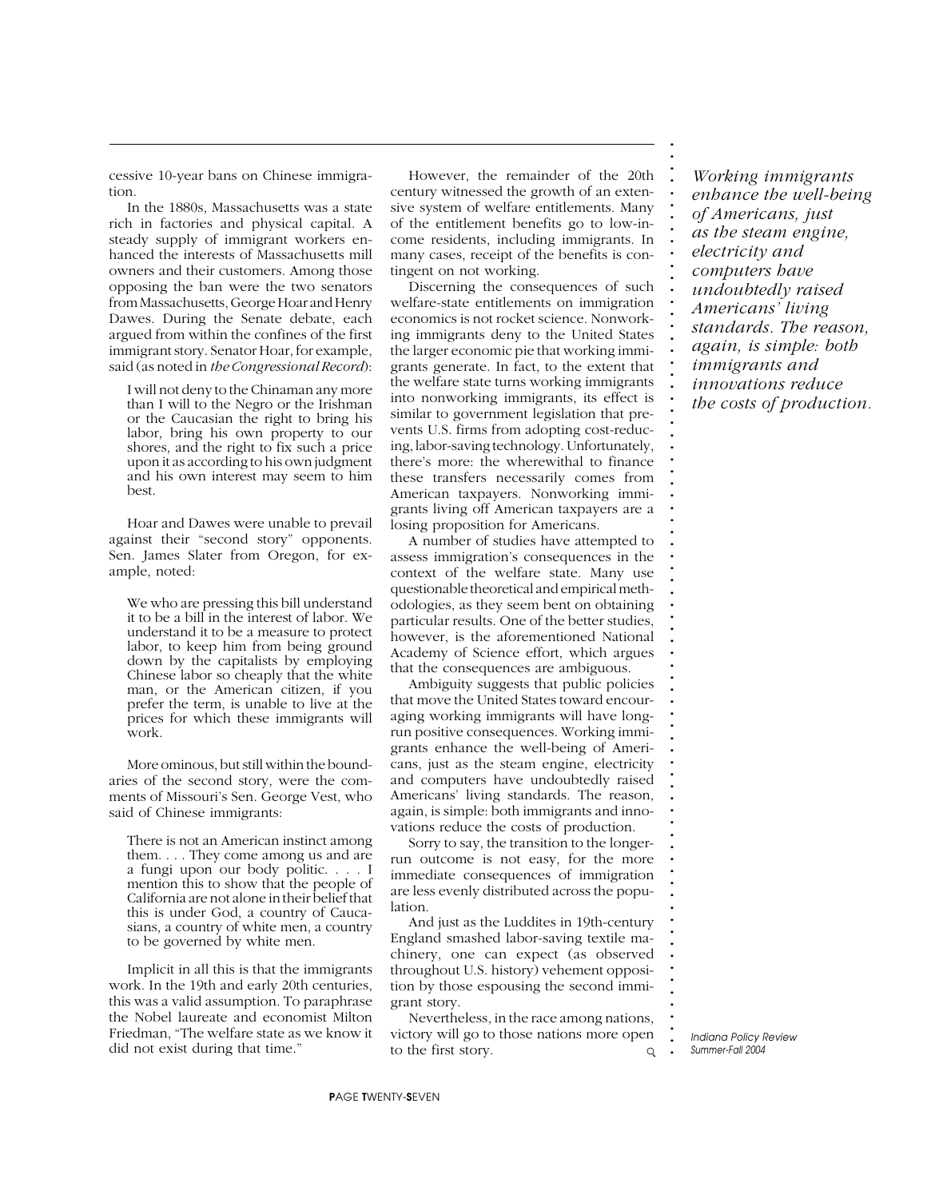cessive 10-year bans on Chinese immigration.

In the 1880s, Massachusetts was a state rich in factories and physical capital. A steady supply of immigrant workers enhanced the interests of Massachusetts mill owners and their customers. Among those opposing the ban were the two senators from Massachusetts, George Hoar and Henry Dawes. During the Senate debate, each argued from within the confines of the first immigrant story. Senator Hoar, for example, said (as noted in *the Congressional Record*):

> I will not deny to the Chinaman any more than I will to the Negro or the Irishman or the Caucasian the right to bring his labor, bring his own property to our shores, and the right to fix such a price upon it as according to his own judgment and his own interest may seem to him best.

Hoar and Dawes were unable to prevail against their "second story" opponents. Sen. James Slater from Oregon, for example, noted:

> We who are pressing this bill understand it to be a bill in the interest of labor. We understand it to be a measure to protect labor, to keep him from being ground down by the capitalists by employing Chinese labor so cheaply that the white man, or the American citizen, if you prefer the term, is unable to live at the prices for which these immigrants will work.

More ominous, but still within the boundaries of the second story, were the comments of Missouri's Sen. George Vest, who said of Chinese immigrants:

> There is not an American instinct among them. . . . They come among us and are a fungi upon our body politic. . . . I mention this to show that the people of California are not alone in their belief that this is under God, a country of Caucasians, a country of white men, a country to be governed by white men.

Implicit in all this is that the immigrants work. In the 19th and early 20th centuries, this was a valid assumption. To paraphrase the Nobel laureate and economist Milton Friedman, "The welfare state as we know it did not exist during that time."

However, the remainder of the 20th century witnessed the growth of an extensive system of welfare entitlements. Many of the entitlement benefits go to low-income residents, including immigrants. In many cases, receipt of the benefits is contingent on not working.

Discerning the consequences of such welfare-state entitlements on immigration economics is not rocket science. Nonworking immigrants deny to the United States the larger economic pie that working immigrants generate. In fact, to the extent that the welfare state turns working immigrants into nonworking immigrants, its effect is similar to government legislation that prevents U.S. firms from adopting cost-reducing, labor-saving technology. Unfortunately, there's more: the wherewithal to finance these transfers necessarily comes from American taxpayers. Nonworking immigrants living off American taxpayers are a losing proposition for Americans.

A number of studies have attempted to assess immigration's consequences in the context of the welfare state. Many use questionable theoretical and empirical methodologies, as they seem bent on obtaining particular results. One of the better studies, however, is the aforementioned National Academy of Science effort, which argues that the consequences are ambiguous.

Ambiguity suggests that public policies that move the United States toward encouraging working immigrants will have long-run positive consequences. Working immigrants enhance the well-being of Americans, just as the steam engine, electricity and computers have undoubtedly raised Americans' living standards. The reason, again, is simple: both immigrants and innovations reduce the costs of production.

Sorry to say, the transition to the longer-run outcome is not easy, for the more immediate consequences of immigration are less evenly distributed across the population.

And just as the Luddites in 19th-century England smashed labor-saving textile machinery, one can expect (as observed throughout U.S. history) vehement opposition by those espousing the second immigrant story.

Nevertheless, in the race among nations, victory will go to those nations more open to the first story.

*Working immigrants enhance the well-being of Americans, just as the steam engine, electricity and computers have undoubtedly raised Americans' living standards. The reason, again, is simple: both immigrants and innovations reduce the costs of production.*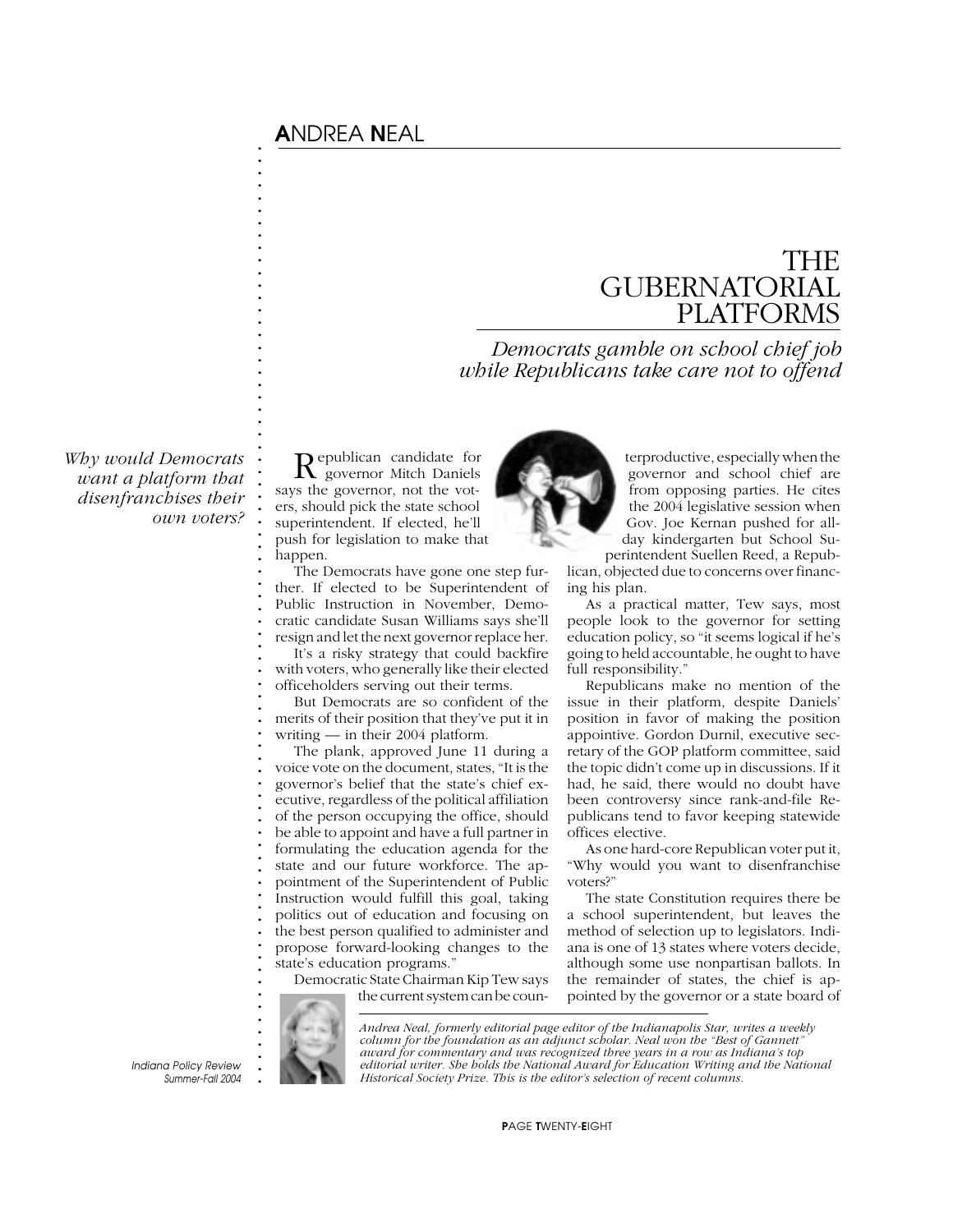## ANDREA NEAL

# THE GUBERNATORIAL PLATFORMS

*Democrats gamble on school chief job while Republicans take care not to offend*

*Why would Democrats want a platform that disenfranchises their own voters?*

Republican candidate for governor Mitch Daniels says the governor, not the voters, should pick the state school superintendent. If elected, he'll push for legislation to make that happen.

The Democrats have gone one step further. If elected to be Superintendent of Public Instruction in November, Democratic candidate Susan Williams says she'll resign and let the next governor replace her.

It's a risky strategy that could backfire with voters, who generally like their elected officeholders serving out their terms.

But Democrats are so confident of the merits of their position that they've put it in writing — in their 2004 platform.

The plank, approved June 11 during a voice vote on the document, states, "It is the governor's belief that the state's chief executive, regardless of the political affiliation of the person occupying the office, should be able to appoint and have a full partner in formulating the education agenda for the state and our future workforce. The appointment of the Superintendent of Public Instruction would fulfill this goal, taking politics out of education and focusing on the best person qualified to administer and propose forward-looking changes to the state's education programs."

Democratic State Chairman Kip Tew says the current system can be counterproductive, especially when the governor and school chief are from opposing parties. He cites the 2004 legislative session when Gov. Joe Kernan pushed for all-day kindergarten but School Superintendent Suellen Reed, a Republican, objected due to concerns over financing his plan.

As a practical matter, Tew says, most people look to the governor for setting education policy, so "it seems logical if he's going to held accountable, he ought to have full responsibility."

Republicans make no mention of the issue in their platform, despite Daniels' position in favor of making the position appointive. Gordon Durnil, executive secretary of the GOP platform committee, said the topic didn't come up in discussions. If it had, he said, there would no doubt have been controversy since rank-and-file Republicans tend to favor keeping statewide offices elective.

As one hard-core Republican voter put it, "Why would you want to disenfranchise voters?"

The state Constitution requires there be a school superintendent, but leaves the method of selection up to legislators. Indiana is one of 13 states where voters decide, although some use nonpartisan ballots. In the remainder of states, the chief is appointed by the governor or a state board of

*Andrea Neal, formerly editorial page editor of the Indianapolis Star, writes a weekly column for the foundation as an adjunct scholar. Neal won the "Best of Gannett" award for commentary and was recognized three years in a row as Indiana's top editorial writer. She holds the National Award for Education Writing and the National Historical Society Prize. This is the editor's selection of recent columns.*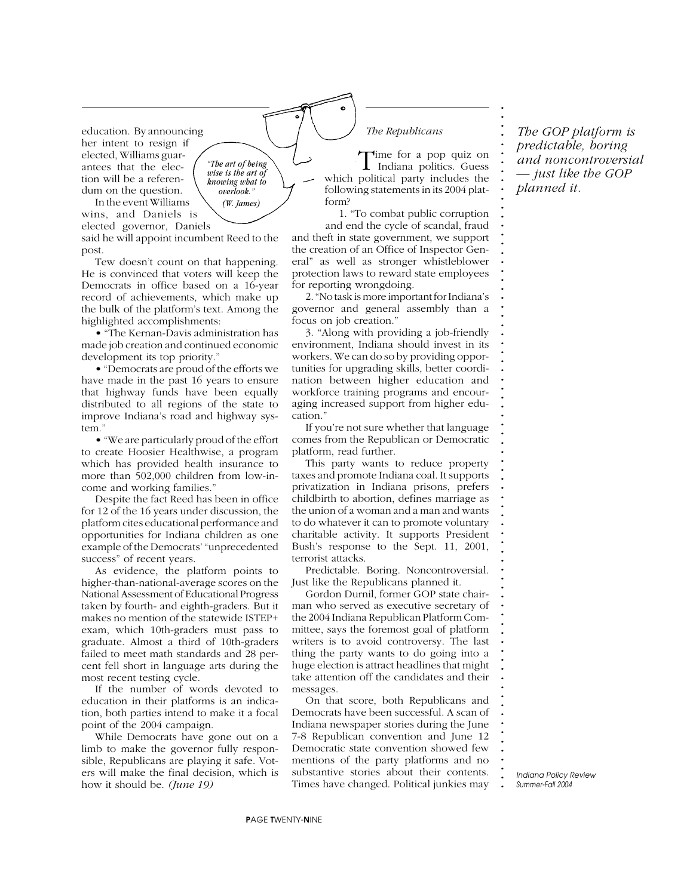education. By announcing her intent to resign if elected, Williams guarantees that the election will be a referendum on the question.

*"The art of being wise is the art of knowing what to overlook."*
*(W. James)*

In the event Williams wins, and Daniels is elected governor, Daniels said he will appoint incumbent Reed to the post.

Tew doesn't count on that happening. He is convinced that voters will keep the Democrats in office based on a 16-year record of achievements, which make up the bulk of the platform's text. Among the highlighted accomplishments:

• "The Kernan-Davis administration has made job creation and continued economic development its top priority."

• "Democrats are proud of the efforts we have made in the past 16 years to ensure that highway funds have been equally distributed to all regions of the state to improve Indiana's road and highway system."

• "We are particularly proud of the effort to create Hoosier Healthwise, a program which has provided health insurance to more than 502,000 children from low-income and working families."

Despite the fact Reed has been in office for 12 of the 16 years under discussion, the platform cites educational performance and opportunities for Indiana children as one example of the Democrats' "unprecedented success" of recent years.

As evidence, the platform points to higher-than-national-average scores on the National Assessment of Educational Progress taken by fourth- and eighth-graders. But it makes no mention of the statewide ISTEP+ exam, which 10th-graders must pass to graduate. Almost a third of 10th-graders failed to meet math standards and 28 percent fell short in language arts during the most recent testing cycle.

If the number of words devoted to education in their platforms is an indication, both parties intend to make it a focal point of the 2004 campaign.

While Democrats have gone out on a limb to make the governor fully responsible, Republicans are playing it safe. Voters will make the final decision, which is how it should be. *(June 19)*

### *The Republicans*

Time for a pop quiz on Indiana politics. Guess which political party includes the following statements in its 2004 platform?

1. "To combat public corruption and end the cycle of scandal, fraud and theft in state government, we support the creation of an Office of Inspector General" as well as stronger whistleblower protection laws to reward state employees for reporting wrongdoing.

2. "No task is more important for Indiana's governor and general assembly than a focus on job creation."

3. "Along with providing a job-friendly environment, Indiana should invest in its workers. We can do so by providing opportunities for upgrading skills, better coordination between higher education and workforce training programs and encouraging increased support from higher education."

If you're not sure whether that language comes from the Republican or Democratic platform, read further.

This party wants to reduce property taxes and promote Indiana coal. It supports privatization in Indiana prisons, prefers childbirth to abortion, defines marriage as the union of a woman and a man and wants to do whatever it can to promote voluntary charitable activity. It supports President Bush's response to the Sept. 11, 2001, terrorist attacks.

Predictable. Boring. Noncontroversial. Just like the Republicans planned it.

*The GOP platform is predictable, boring and noncontroversial — just like the GOP planned it.*

Gordon Durnil, former GOP state chairman who served as executive secretary of the 2004 Indiana Republican Platform Committee, says the foremost goal of platform writers is to avoid controversy. The last thing the party wants to do going into a huge election is attract headlines that might take attention off the candidates and their messages.

On that score, both Republicans and Democrats have been successful. A scan of Indiana newspaper stories during the June 7-8 Republican convention and June 12 Democratic state convention showed few mentions of the party platforms and no substantive stories about their contents. Times have changed. Political junkies may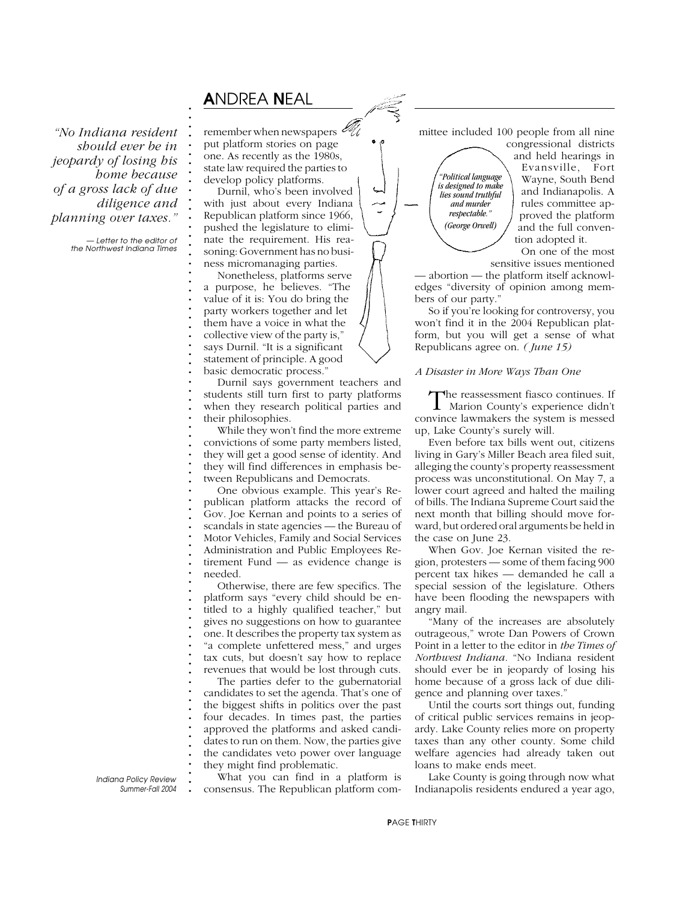remember when newspapers put platform stories on page one. As recently as the 1980s, state law required the parties to develop policy platforms.

Durnil, who's been involved with just about every Indiana Republican platform since 1966, pushed the legislature to eliminate the requirement. His reasoning: Government has no business micromanaging parties.

Nonetheless, platforms serve a purpose, he believes. "The value of it is: You do bring the party workers together and let them have a voice in what the collective view of the party is," says Durnil. "It is a significant statement of principle. A good basic democratic process."

Durnil says government teachers and students still turn first to party platforms when they research political parties and their philosophies.

While they won't find the more extreme convictions of some party members listed, they will get a good sense of identity. And they will find differences in emphasis between Republicans and Democrats.

One obvious example. This year's Republican platform attacks the record of Gov. Joe Kernan and points to a series of scandals in state agencies — the Bureau of Motor Vehicles, Family and Social Services Administration and Public Employees Retirement Fund — as evidence change is needed.

Otherwise, there are few specifics. The platform says "every child should be entitled to a highly qualified teacher," but gives no suggestions on how to guarantee one. It describes the property tax system as "a complete unfettered mess," and urges tax cuts, but doesn't say how to replace revenues that would be lost through cuts.

The parties defer to the gubernatorial candidates to set the agenda. That's one of the biggest shifts in politics over the past four decades. In times past, the parties approved the platforms and asked candidates to run on them. Now, the parties give the candidates veto power over language they might find problematic.

What you can find in a platform is consensus. The Republican platform committee included 100 people from all nine congressional districts and held hearings in Evansville, Fort Wayne, South Bend and Indianapolis. A rules committee approved the platform and the full convention adopted it.

*"Political language is designed to make lies sound truthful and murder respectable." (George Orwell)*

On one of the most sensitive issues mentioned — abortion — the platform itself acknowledges "diversity of opinion among members of our party."

So if you're looking for controversy, you won't find it in the 2004 Republican platform, but you will get a sense of what Republicans agree on. *(June 15)*

*"No Indiana resident should ever be in jeopardy of losing his home because of a gross lack of due diligence and planning over taxes."*

— Letter to the editor of the Northwest Indiana Times

### *A Disaster in More Ways Than One*

The reassessment fiasco continues. If Marion County's experience didn't convince lawmakers the system is messed up, Lake County's surely will.

Even before tax bills went out, citizens living in Gary's Miller Beach area filed suit, alleging the county's property reassessment process was unconstitutional. On May 7, a lower court agreed and halted the mailing of bills. The Indiana Supreme Court said the next month that billing should move forward, but ordered oral arguments be held in the case on June 23.

When Gov. Joe Kernan visited the region, protesters — some of them facing 900 percent tax hikes — demanded he call a special session of the legislature. Others have been flooding the newspapers with angry mail.

"Many of the increases are absolutely outrageous," wrote Dan Powers of Crown Point in a letter to the editor in *the Times of Northwest Indiana*. "No Indiana resident should ever be in jeopardy of losing his home because of a gross lack of due diligence and planning over taxes."

Until the courts sort things out, funding of critical public services remains in jeopardy. Lake County relies more on property taxes than any other county. Some child welfare agencies had already taken out loans to make ends meet.

Lake County is going through now what Indianapolis residents endured a year ago,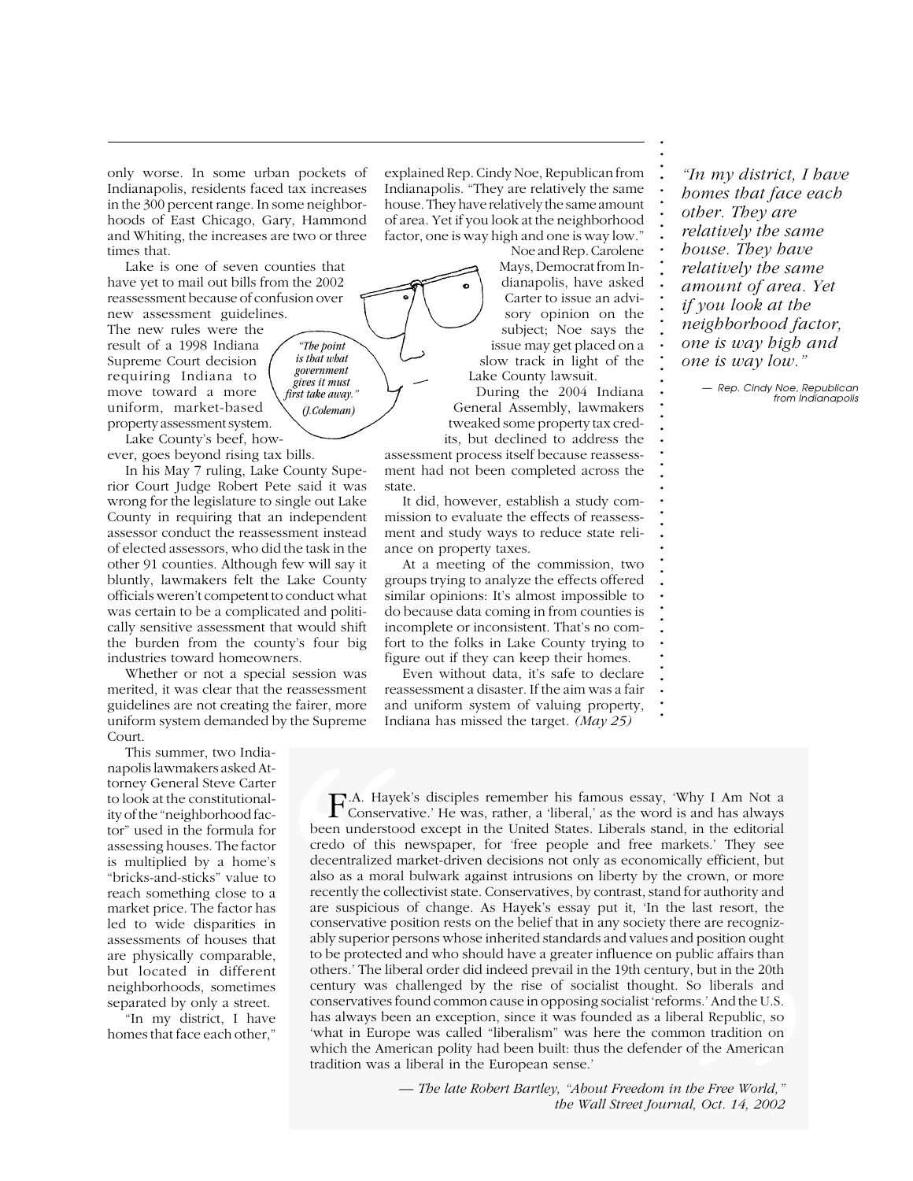only worse. In some urban pockets of Indianapolis, residents faced tax increases in the 300 percent range. In some neighborhoods of East Chicago, Gary, Hammond and Whiting, the increases are two or three times that.

Lake is one of seven counties that have yet to mail out bills from the 2002 reassessment because of confusion over new assessment guidelines. The new rules were the result of a 1998 Indiana Supreme Court decision requiring Indiana to move toward a more uniform, market-based property assessment system.

*"The point is that what government gives it must first take away." (J.Coleman)*

Lake County's beef, however, goes beyond rising tax bills.

In his May 7 ruling, Lake County Superior Court Judge Robert Pete said it was wrong for the legislature to single out Lake County in requiring that an independent assessor conduct the reassessment instead of elected assessors, who did the task in the other 91 counties. Although few will say it bluntly, lawmakers felt the Lake County officials weren't competent to conduct what was certain to be a complicated and politically sensitive assessment that would shift the burden from the county's four big industries toward homeowners.

Whether or not a special session was merited, it was clear that the reassessment guidelines are not creating the fairer, more uniform system demanded by the Supreme Court.

This summer, two Indianapolis lawmakers asked Attorney General Steve Carter to look at the constitutionality of the "neighborhood factor" used in the formula for assessing houses. The factor is multiplied by a home's "bricks-and-sticks" value to reach something close to a market price. The factor has led to wide disparities in assessments of houses that are physically comparable, but located in different neighborhoods, sometimes separated by only a street.

"In my district, I have homes that face each other," explained Rep. Cindy Noe, Republican from Indianapolis. "They are relatively the same house. They have relatively the same amount of area. Yet if you look at the neighborhood factor, one is way high and one is way low."

Noe and Rep. Carolene Mays, Democrat from Indianapolis, have asked Carter to issue an advisory opinion on the subject; Noe says the issue may get placed on a slow track in light of the Lake County lawsuit.

During the 2004 Indiana General Assembly, lawmakers tweaked some property tax credits, but declined to address the assessment process itself because reassessment had not been completed across the state.

It did, however, establish a study commission to evaluate the effects of reassessment and study ways to reduce state reliance on property taxes.

At a meeting of the commission, two groups trying to analyze the effects offered similar opinions: It's almost impossible to do because data coming in from counties is incomplete or inconsistent. That's no comfort to the folks in Lake County trying to figure out if they can keep their homes.

Even without data, it's safe to declare reassessment a disaster. If the aim was a fair and uniform system of valuing property, Indiana has missed the target. *(May 25)*

> *"In my district, I have homes that face each other. They are relatively the same house. They have relatively the same amount of area. Yet if you look at the neighborhood factor, one is way high and one is way low."*
>
> — Rep. Cindy Noe, Republican from Indianapolis

> F.A. Hayek's disciples remember his famous essay, 'Why I Am Not a Conservative.' He was, rather, a 'liberal,' as the word is and has always been understood except in the United States. Liberals stand, in the editorial credo of this newspaper, for 'free people and free markets.' They see decentralized market-driven decisions not only as economically efficient, but also as a moral bulwark against intrusions on liberty by the crown, or more recently the collectivist state. Conservatives, by contrast, stand for authority and are suspicious of change. As Hayek's essay put it, 'In the last resort, the conservative position rests on the belief that in any society there are recognizably superior persons whose inherited standards and values and position ought to be protected and who should have a greater influence on public affairs than others.' The liberal order did indeed prevail in the 19th century, but in the 20th century was challenged by the rise of socialist thought. So liberals and conservatives found common cause in opposing socialist 'reforms.' And the U.S. has always been an exception, since it was founded as a liberal Republic, so 'what in Europe was called "liberalism" was here the common tradition on which the American polity had been built: thus the defender of the American tradition was a liberal in the European sense.'
>
> — *The late Robert Bartley, "About Freedom in the Free World," the Wall Street Journal, Oct. 14, 2002*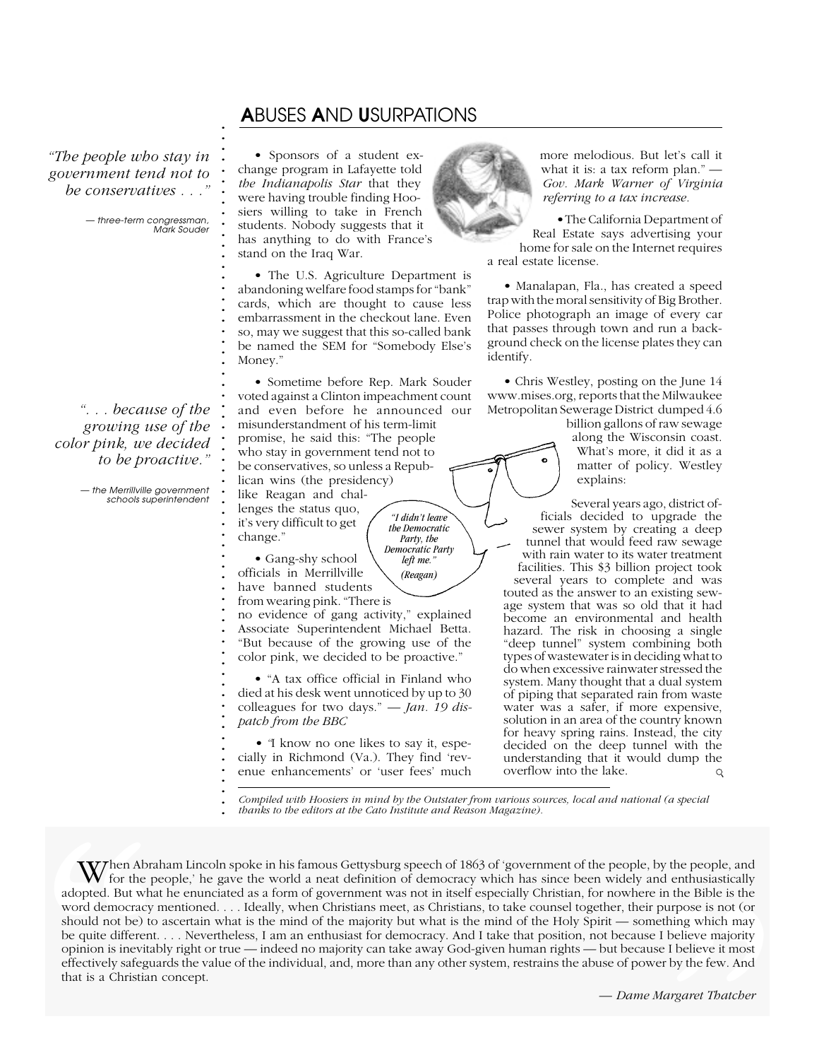# ABUSES AND USURPATIONS

*"The people who stay in government tend not to be conservatives . . ."*

*— three-term congressman, Mark Souder*

*". . . because of the growing use of the color pink, we decided to be proactive."*

*— the Merrillville government schools superintendent*

• Sponsors of a student exchange program in Lafayette told *the Indianapolis Star* that they were having trouble finding Hoosiers willing to take in French students. Nobody suggests that it has anything to do with France's stand on the Iraq War.

• The U.S. Agriculture Department is abandoning welfare food stamps for "bank" cards, which are thought to cause less embarrassment in the checkout lane. Even so, may we suggest that this so-called bank be named the SEM for "Somebody Else's Money."

• Sometime before Rep. Mark Souder voted against a Clinton impeachment count and even before he announced our misunderstandment of his term-limit promise, he said this: "The people who stay in government tend not to be conservatives, so unless a Republican wins (the presidency) like Reagan and challenges the status quo, it's very difficult to get change."

*"I didn't leave the Democratic Party, the Democratic Party left me." (Reagan)*

• Gang-shy school officials in Merrillville have banned students from wearing pink. "There is no evidence of gang activity," explained Associate Superintendent Michael Betta. "But because of the growing use of the color pink, we decided to be proactive."

• "A tax office official in Finland who died at his desk went unnoticed by up to 30 colleagues for two days." — *Jan. 19 dispatch from the BBC*

• "I know no one likes to say it, especially in Richmond (Va.). They find 'revenue enhancements' or 'user fees' much more melodious. But let's call it what it is: a tax reform plan." — *Gov. Mark Warner of Virginia referring to a tax increase.*

• The California Department of Real Estate says advertising your home for sale on the Internet requires a real estate license.

• Manalapan, Fla., has created a speed trap with the moral sensitivity of Big Brother. Police photograph an image of every car that passes through town and run a background check on the license plates they can identify.

• Chris Westley, posting on the June 14 www.mises.org, reports that the Milwaukee Metropolitan Sewerage District dumped 4.6 billion gallons of raw sewage along the Wisconsin coast. What's more, it did it as a matter of policy. Westley explains:

> Several years ago, district officials decided to upgrade the sewer system by creating a deep tunnel that would feed raw sewage with rain water to its water treatment facilities. This $3 billion project took several years to complete and was touted as the answer to an existing sewage system that was so old that it had become an environmental and health hazard. The risk in choosing a single "deep tunnel" system combining both types of wastewater is in deciding what to do when excessive rainwater stressed the system. Many thought that a dual system of piping that separated rain from waste water was a safer, if more expensive, solution in an area of the country known for heavy spring rains. Instead, the city decided on the deep tunnel with the understanding that it would dump the overflow into the lake.

*Compiled with Hoosiers in mind by the Outstater from various sources, local and national (a special thanks to the editors at the Cato Institute and Reason Magazine).*

When Abraham Lincoln spoke in his famous Gettysburg speech of 1863 of 'government of the people, by the people, and for the people,' he gave the world a neat definition of democracy which has since been widely and enthusiastically adopted. But what he enunciated as a form of government was not in itself especially Christian, for nowhere in the Bible is the word democracy mentioned. . . . Ideally, when Christians meet, as Christians, to take counsel together, their purpose is not (or should not be) to ascertain what is the mind of the majority but what is the mind of the Holy Spirit — something which may be quite different. . . . Nevertheless, I am an enthusiast for democracy. And I take that position, not because I believe majority opinion is inevitably right or true — indeed no majority can take away God-given human rights — but because I believe it most effectively safeguards the value of the individual, and, more than any other system, restrains the abuse of power by the few. And that is a Christian concept.

*— Dame Margaret Thatcher*